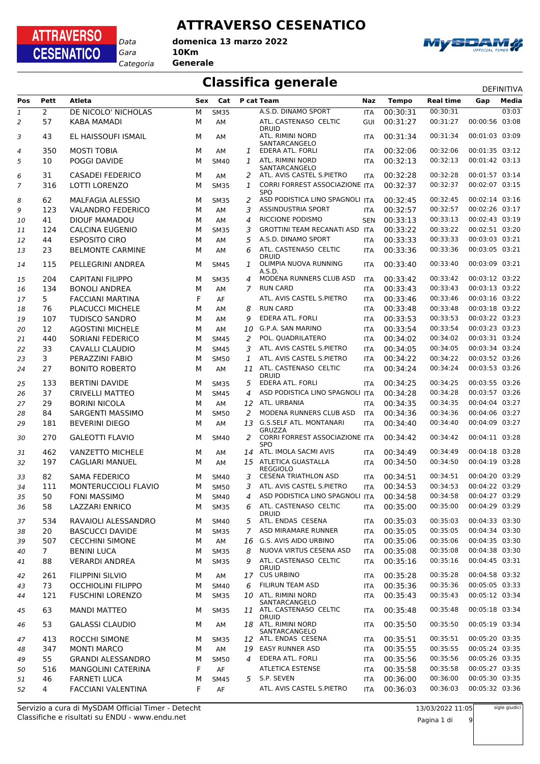# ATTRAVERSO CESENATICO

*Data* **domenica 13 marzo 2022**
*Gara* **10Km**
*Categoria* **Generale**

## Classifica generale

DEFINITIVA

| Pos | Pett | Atleta | Sex | Cat | P cat | Team | Naz | Tempo | Real time | Gap | Media |
|---|---|---|---|---|---|---|---|---|---|---|---|
| 1 | 2 | DE NICOLO' NICHOLAS | M | SM35 | | A.S.D. DINAMO SPORT | ITA | 00:30:31 | 00:30:31 | | 03:03 |
| 2 | 57 | KABA MAMADI | M | AM | | ATL. CASTENASO CELTIC DRUID | GUI | 00:31:27 | 00:31:27 | 00:00:56 | 03:08 |
| 3 | 43 | EL HAISSOUFI ISMAIL | M | AM | | ATL. RIMINI NORD SANTARCANGELO | ITA | 00:31:34 | 00:31:34 | 00:01:03 | 03:09 |
| 4 | 350 | MOSTI TOBIA | M | AM | 1 | EDERA ATL. FORLI | ITA | 00:32:06 | 00:32:06 | 00:01:35 | 03:12 |
| 5 | 10 | POGGI DAVIDE | M | SM40 | 1 | ATL. RIMINI NORD SANTARCANGELO | ITA | 00:32:13 | 00:32:13 | 00:01:42 | 03:13 |
| 6 | 31 | CASADEI FEDERICO | M | AM | 2 | ATL. AVIS CASTEL S.PIETRO | ITA | 00:32:28 | 00:32:28 | 00:01:57 | 03:14 |
| 7 | 316 | LOTTI LORENZO | M | SM35 | 1 | CORRI FORREST ASSOCIAZIONE SPO | ITA | 00:32:37 | 00:32:37 | 00:02:07 | 03:15 |
| 8 | 62 | MALFAGIA ALESSIO | M | SM35 | 2 | ASD PODISTICA LINO SPAGNOLI | ITA | 00:32:45 | 00:32:45 | 00:02:14 | 03:16 |
| 9 | 123 | VALANDRO FEDERICO | M | AM | 3 | ASSINDUSTRIA SPORT | ITA | 00:32:57 | 00:32:57 | 00:02:26 | 03:17 |
| 10 | 41 | DIOUF MAMADOU | M | AM | 4 | RICCIONE PODISMO | SEN | 00:33:13 | 00:33:13 | 00:02:43 | 03:19 |
| 11 | 124 | CALCINA EUGENIO | M | SM35 | 3 | GROTTINI TEAM RECANATI ASD | ITA | 00:33:22 | 00:33:22 | 00:02:51 | 03:20 |
| 12 | 44 | ESPOSITO CIRO | M | AM | 5 | A.S.D. DINAMO SPORT | ITA | 00:33:33 | 00:33:33 | 00:03:03 | 03:21 |
| 13 | 23 | BELMONTE CARMINE | M | AM | 6 | ATL. CASTENASO CELTIC DRUID | ITA | 00:33:36 | 00:33:36 | 00:03:05 | 03:21 |
| 14 | 115 | PELLEGRINI ANDREA | M | SM45 | 1 | OLIMPIA NUOVA RUNNING A.S.D. | ITA | 00:33:40 | 00:33:40 | 00:03:09 | 03:21 |
| 15 | 204 | CAPITANI FILIPPO | M | SM35 | 4 | MODENA RUNNERS CLUB ASD | ITA | 00:33:42 | 00:33:42 | 00:03:12 | 03:22 |
| 16 | 134 | BONOLI ANDREA | M | AM | 7 | RUN CARD | ITA | 00:33:43 | 00:33:43 | 00:03:13 | 03:22 |
| 17 | 5 | FACCIANI MARTINA | F | AF | | ATL. AVIS CASTEL S.PIETRO | ITA | 00:33:46 | 00:33:46 | 00:03:16 | 03:22 |
| 18 | 76 | PLACUCCI MICHELE | M | AM | 8 | RUN CARD | ITA | 00:33:48 | 00:33:48 | 00:03:18 | 03:22 |
| 19 | 107 | TUDISCO SANDRO | M | AM | 9 | EDERA ATL. FORLI | ITA | 00:33:53 | 00:33:53 | 00:03:22 | 03:23 |
| 20 | 12 | AGOSTINI MICHELE | M | AM | 10 | G.P.A. SAN MARINO | ITA | 00:33:54 | 00:33:54 | 00:03:23 | 03:23 |
| 21 | 440 | SORIANI FEDERICO | M | SM45 | 2 | POL. QUADRILATERO | ITA | 00:34:02 | 00:34:02 | 00:03:31 | 03:24 |
| 22 | 33 | CAVALLI CLAUDIO | M | SM45 | 3 | ATL. AVIS CASTEL S.PIETRO | ITA | 00:34:05 | 00:34:05 | 00:03:34 | 03:24 |
| 23 | 3 | PERAZZINI FABIO | M | SM50 | 1 | ATL. AVIS CASTEL S.PIETRO | ITA | 00:34:22 | 00:34:22 | 00:03:52 | 03:26 |
| 24 | 27 | BONITO ROBERTO | M | AM | 11 | ATL. CASTENASO CELTIC DRUID | ITA | 00:34:24 | 00:34:24 | 00:03:53 | 03:26 |
| 25 | 133 | BERTINI DAVIDE | M | SM35 | 5 | EDERA ATL. FORLI | ITA | 00:34:25 | 00:34:25 | 00:03:55 | 03:26 |
| 26 | 37 | CRIVELLI MATTEO | M | SM45 | 4 | ASD PODISTICA LINO SPAGNOLI | ITA | 00:34:28 | 00:34:28 | 00:03:57 | 03:26 |
| 27 | 29 | BORINI NICOLA | M | AM | 12 | ATL. URBANIA | ITA | 00:34:35 | 00:34:35 | 00:04:04 | 03:27 |
| 28 | 84 | SARGENTI MASSIMO | M | SM50 | 2 | MODENA RUNNERS CLUB ASD | ITA | 00:34:36 | 00:34:36 | 00:04:06 | 03:27 |
| 29 | 181 | BEVERINI DIEGO | M | AM | 13 | G.S.SELF ATL. MONTANARI GRUZZA | ITA | 00:34:40 | 00:34:40 | 00:04:09 | 03:27 |
| 30 | 270 | GALEOTTI FLAVIO | M | SM40 | 2 | CORRI FORREST ASSOCIAZIONE SPO | ITA | 00:34:42 | 00:34:42 | 00:04:11 | 03:28 |
| 31 | 462 | VANZETTO MICHELE | M | AM | 14 | ATL. IMOLA SACMI AVIS | ITA | 00:34:49 | 00:34:49 | 00:04:18 | 03:28 |
| 32 | 197 | CAGLIARI MANUEL | M | AM | 15 | ATLETICA GUASTALLA REGGIOLO | ITA | 00:34:50 | 00:34:50 | 00:04:19 | 03:28 |
| 33 | 82 | SAMA FEDERICO | M | SM40 | 3 | CESENA TRIATHLON ASD | ITA | 00:34:51 | 00:34:51 | 00:04:20 | 03:29 |
| 34 | 111 | MONTERUCCIOLI FLAVIO | M | SM50 | 3 | ATL. AVIS CASTEL S.PIETRO | ITA | 00:34:53 | 00:34:53 | 00:04:22 | 03:29 |
| 35 | 50 | FONI MASSIMO | M | SM40 | 4 | ASD PODISTICA LINO SPAGNOLI | ITA | 00:34:58 | 00:34:58 | 00:04:27 | 03:29 |
| 36 | 58 | LAZZARI ENRICO | M | SM35 | 6 | ATL. CASTENASO CELTIC DRUID | ITA | 00:35:00 | 00:35:00 | 00:04:29 | 03:29 |
| 37 | 534 | RAVAIOLI ALESSANDRO | M | SM40 | 5 | ATL. ENDAS CESENA | ITA | 00:35:03 | 00:35:03 | 00:04:33 | 03:30 |
| 38 | 20 | BASCUCCI DAVIDE | M | SM35 | 7 | ASD MIRAMARE RUNNER | ITA | 00:35:05 | 00:35:05 | 00:04:34 | 03:30 |
| 39 | 507 | CECCHINI SIMONE | M | AM | 16 | G.S. AVIS AIDO URBINO | ITA | 00:35:06 | 00:35:06 | 00:04:35 | 03:30 |
| 40 | 7 | BENINI LUCA | M | SM35 | 8 | NUOVA VIRTUS CESENA ASD | ITA | 00:35:08 | 00:35:08 | 00:04:38 | 03:30 |
| 41 | 88 | VERARDI ANDREA | M | SM35 | 9 | ATL. CASTENASO CELTIC DRUID | ITA | 00:35:16 | 00:35:16 | 00:04:45 | 03:31 |
| 42 | 261 | FILIPPINI SILVIO | M | AM | 17 | CUS URBINO | ITA | 00:35:28 | 00:35:28 | 00:04:58 | 03:32 |
| 43 | 73 | OCCHIOLINI FILIPPO | M | SM40 | 6 | FILIRUN TEAM ASD | ITA | 00:35:36 | 00:35:36 | 00:05:05 | 03:33 |
| 44 | 121 | FUSCHINI LORENZO | M | SM35 | 10 | ATL. RIMINI NORD SANTARCANGELO | ITA | 00:35:43 | 00:35:43 | 00:05:12 | 03:34 |
| 45 | 63 | MANDI MATTEO | M | SM35 | 11 | ATL. CASTENASO CELTIC DRUID | ITA | 00:35:48 | 00:35:48 | 00:05:18 | 03:34 |
| 46 | 53 | GALASSI CLAUDIO | M | AM | 18 | ATL. RIMINI NORD SANTARCANGELO | ITA | 00:35:50 | 00:35:50 | 00:05:19 | 03:34 |
| 47 | 413 | ROCCHI SIMONE | M | SM35 | 12 | ATL. ENDAS CESENA | ITA | 00:35:51 | 00:35:51 | 00:05:20 | 03:35 |
| 48 | 347 | MONTI MARCO | M | AM | 19 | EASY RUNNER ASD | ITA | 00:35:55 | 00:35:55 | 00:05:24 | 03:35 |
| 49 | 55 | GRANDI ALESSANDRO | M | SM50 | 4 | EDERA ATL. FORLI | ITA | 00:35:56 | 00:35:56 | 00:05:26 | 03:35 |
| 50 | 516 | MANGOLINI CATERINA | F | AF | | ATLETICA ESTENSE | ITA | 00:35:58 | 00:35:58 | 00:05:27 | 03:35 |
| 51 | 46 | FARNETI LUCA | M | SM45 | 5 | S.P. SEVEN | ITA | 00:36:00 | 00:36:00 | 00:05:30 | 03:35 |
| 52 | 4 | FACCIANI VALENTINA | F | AF | | ATL. AVIS CASTEL S.PIETRO | ITA | 00:36:03 | 00:36:03 | 00:05:32 | 03:36 |

Servizio a cura di MySDAM Official Timer - Detecht
Classifiche e risultati su ENDU - www.endu.net

13/03/2022 11:05

sigle giudici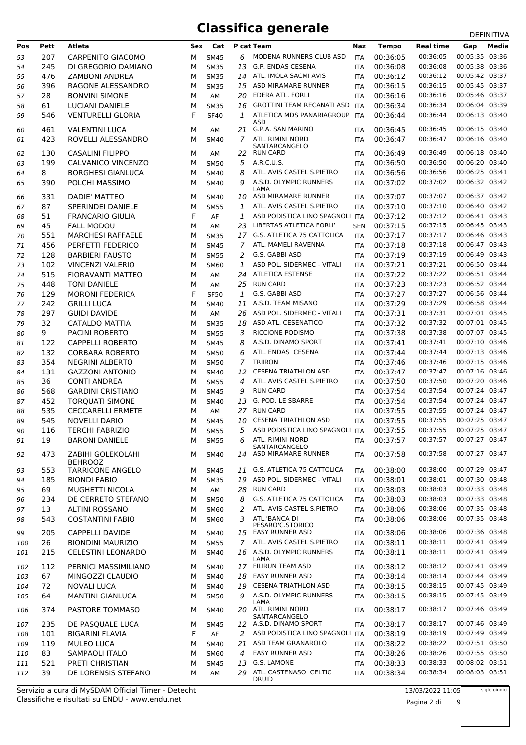# Classifica generale

DEFINITIVA

| Pos | Pett | Atleta | Sex | Cat | P cat | Team | Naz | Tempo | Real time | Gap | Media |
|---|---|---|---|---|---|---|---|---|---|---|---|
| 53 | 207 | CARPENITO GIACOMO | M | SM45 | 6 | MODENA RUNNERS CLUB ASD | ITA | 00:36:05 | 00:36:05 | 00:05:35 | 03:36 |
| 54 | 245 | DI GREGORIO DAMIANO | M | SM35 | 13 | G.P. ENDAS CESENA | ITA | 00:36:08 | 00:36:08 | 00:05:38 | 03:36 |
| 55 | 476 | ZAMBONI ANDREA | M | SM35 | 14 | ATL. IMOLA SACMI AVIS | ITA | 00:36:12 | 00:36:12 | 00:05:42 | 03:37 |
| 56 | 396 | RAGONE ALESSANDRO | M | SM35 | 15 | ASD MIRAMARE RUNNER | ITA | 00:36:15 | 00:36:15 | 00:05:45 | 03:37 |
| 57 | 28 | BONVINI SIMONE | M | AM | 20 | EDERA ATL. FORLI | ITA | 00:36:16 | 00:36:16 | 00:05:46 | 03:37 |
| 58 | 61 | LUCIANI DANIELE | M | SM35 | 16 | GROTTINI TEAM RECANATI ASD | ITA | 00:36:34 | 00:36:34 | 00:06:04 | 03:39 |
| 59 | 546 | VENTURELLI GLORIA | F | SF40 | 1 | ATLETICA MDS PANARIAGROUP ASD | ITA | 00:36:44 | 00:36:44 | 00:06:13 | 03:40 |
| 60 | 461 | VALENTINI LUCA | M | AM | 21 | G.P.A. SAN MARINO | ITA | 00:36:45 | 00:36:45 | 00:06:15 | 03:40 |
| 61 | 423 | ROVELLI ALESSANDRO | M | SM40 | 7 | ATL. RIMINI NORD SANTARCANGELO | ITA | 00:36:47 | 00:36:47 | 00:06:16 | 03:40 |
| 62 | 130 | CASALINI FILIPPO | M | AM | 22 | RUN CARD | ITA | 00:36:49 | 00:36:49 | 00:06:18 | 03:40 |
| 63 | 199 | CALVANICO VINCENZO | M | SM50 | 5 | A.R.C.U.S. | ITA | 00:36:50 | 00:36:50 | 00:06:20 | 03:40 |
| 64 | 8 | BORGHESI GIANLUCA | M | SM40 | 8 | ATL. AVIS CASTEL S.PIETRO | ITA | 00:36:56 | 00:36:56 | 00:06:25 | 03:41 |
| 65 | 390 | POLCHI MASSIMO | M | SM40 | 9 | A.S.D. OLYMPIC RUNNERS LAMA | ITA | 00:37:02 | 00:37:02 | 00:06:32 | 03:42 |
| 66 | 331 | DADIE' MATTEO | M | SM40 | 10 | ASD MIRAMARE RUNNER | ITA | 00:37:07 | 00:37:07 | 00:06:37 | 03:42 |
| 67 | 87 | SPERINDEI DANIELE | M | SM55 | 1 | ATL. AVIS CASTEL S.PIETRO | ITA | 00:37:10 | 00:37:10 | 00:06:40 | 03:42 |
| 68 | 51 | FRANCARIO GIULIA | F | AF | 1 | ASD PODISTICA LINO SPAGNOLI | ITA | 00:37:12 | 00:37:12 | 00:06:41 | 03:43 |
| 69 | 45 | FALL MODOU | M | AM | 23 | LIBERTAS ATLETICA FORLI' | SEN | 00:37:15 | 00:37:15 | 00:06:45 | 03:43 |
| 70 | 551 | MARCHESI RAFFAELE | M | SM35 | 17 | G.S. ATLETICA 75 CATTOLICA | ITA | 00:37:17 | 00:37:17 | 00:06:46 | 03:43 |
| 71 | 456 | PERFETTI FEDERICO | M | SM45 | 7 | ATL. MAMELI RAVENNA | ITA | 00:37:18 | 00:37:18 | 00:06:47 | 03:43 |
| 72 | 128 | BARBIERI FAUSTO | M | SM55 | 2 | G.S. GABBI ASD | ITA | 00:37:19 | 00:37:19 | 00:06:49 | 03:43 |
| 73 | 102 | VINCENZI VALERIO | M | SM60 | 1 | ASD POL. SIDERMEC - VITALI | ITA | 00:37:21 | 00:37:21 | 00:06:50 | 03:44 |
| 74 | 515 | FIORAVANTI MATTEO | M | AM | 24 | ATLETICA ESTENSE | ITA | 00:37:22 | 00:37:22 | 00:06:51 | 03:44 |
| 75 | 448 | TONI DANIELE | M | AM | 25 | RUN CARD | ITA | 00:37:23 | 00:37:23 | 00:06:52 | 03:44 |
| 76 | 129 | MORONI FEDERICA | F | SF50 | 1 | G.S. GABBI ASD | ITA | 00:37:27 | 00:37:27 | 00:06:56 | 03:44 |
| 77 | 242 | GRILLI LUCA | M | SM40 | 11 | A.S.D. TEAM MISANO | ITA | 00:37:29 | 00:37:29 | 00:06:58 | 03:44 |
| 78 | 297 | GUIDI DAVIDE | M | AM | 26 | ASD POL. SIDERMEC - VITALI | ITA | 00:37:31 | 00:37:31 | 00:07:01 | 03:45 |
| 79 | 32 | CATALDO MATTIA | M | SM35 | 18 | ASD ATL. CESENATICO | ITA | 00:37:32 | 00:37:32 | 00:07:01 | 03:45 |
| 80 | 9 | PACINI ROBERTO | M | SM55 | 3 | RICCIONE PODISMO | ITA | 00:37:38 | 00:37:38 | 00:07:07 | 03:45 |
| 81 | 122 | CAPPELLI ROBERTO | M | SM45 | 8 | A.S.D. DINAMO SPORT | ITA | 00:37:41 | 00:37:41 | 00:07:10 | 03:46 |
| 82 | 132 | CORBARA ROBERTO | M | SM50 | 6 | ATL. ENDAS CESENA | ITA | 00:37:44 | 00:37:44 | 00:07:13 | 03:46 |
| 83 | 354 | NEGRINI ALBERTO | M | SM50 | 7 | TRIIRON | ITA | 00:37:46 | 00:37:46 | 00:07:15 | 03:46 |
| 84 | 131 | GAZZONI ANTONIO | M | SM40 | 12 | CESENA TRIATHLON ASD | ITA | 00:37:47 | 00:37:47 | 00:07:16 | 03:46 |
| 85 | 36 | CONTI ANDREA | M | SM55 | 4 | ATL. AVIS CASTEL S.PIETRO | ITA | 00:37:50 | 00:37:50 | 00:07:20 | 03:46 |
| 86 | 568 | GARDINI CRISTIANO | M | SM45 | 9 | RUN CARD | ITA | 00:37:54 | 00:37:54 | 00:07:24 | 03:47 |
| 87 | 452 | TORQUATI SIMONE | M | SM40 | 13 | G. POD. LE SBARRE | ITA | 00:37:54 | 00:37:54 | 00:07:24 | 03:47 |
| 88 | 535 | CECCARELLI ERMETE | M | AM | 27 | RUN CARD | ITA | 00:37:55 | 00:37:55 | 00:07:24 | 03:47 |
| 89 | 545 | NOVELLI DARIO | M | SM45 | 10 | CESENA TRIATHLON ASD | ITA | 00:37:55 | 00:37:55 | 00:07:25 | 03:47 |
| 90 | 116 | TERCHI FABRIZIO | M | SM55 | 5 | ASD PODISTICA LINO SPAGNOLI | ITA | 00:37:55 | 00:37:55 | 00:07:25 | 03:47 |
| 91 | 19 | BARONI DANIELE | M | SM55 | 6 | ATL. RIMINI NORD SANTARCANGELO | ITA | 00:37:57 | 00:37:57 | 00:07:27 | 03:47 |
| 92 | 473 | ZABIHI GOLEKOLAHI BEHROOZ | M | SM40 | 14 | ASD MIRAMARE RUNNER | ITA | 00:37:58 | 00:37:58 | 00:07:27 | 03:47 |
| 93 | 553 | TARRICONE ANGELO | M | SM45 | 11 | G.S. ATLETICA 75 CATTOLICA | ITA | 00:38:00 | 00:38:00 | 00:07:29 | 03:47 |
| 94 | 185 | BIONDI FABIO | M | SM35 | 19 | ASD POL. SIDERMEC - VITALI | ITA | 00:38:01 | 00:38:01 | 00:07:30 | 03:48 |
| 95 | 69 | MUGHETTI NICOLA | M | AM | 28 | RUN CARD | ITA | 00:38:03 | 00:38:03 | 00:07:33 | 03:48 |
| 96 | 234 | DE CERRETO STEFANO | M | SM50 | 8 | G.S. ATLETICA 75 CATTOLICA | ITA | 00:38:03 | 00:38:03 | 00:07:33 | 03:48 |
| 97 | 13 | ALTINI ROSSANO | M | SM60 | 2 | ATL. AVIS CASTEL S.PIETRO | ITA | 00:38:06 | 00:38:06 | 00:07:35 | 03:48 |
| 98 | 543 | COSTANTINI FABIO | M | SM60 | 3 | ATL.'BANCA DI PESARO'C.STORICO | ITA | 00:38:06 | 00:38:06 | 00:07:35 | 03:48 |
| 99 | 205 | CAPPELLI DAVIDE | M | SM40 | 15 | EASY RUNNER ASD | ITA | 00:38:06 | 00:38:06 | 00:07:36 | 03:48 |
| 100 | 26 | BIONDINI MAURIZIO | M | SM55 | 7 | ATL. AVIS CASTEL S.PIETRO | ITA | 00:38:11 | 00:38:11 | 00:07:41 | 03:49 |
| 101 | 215 | CELESTINI LEONARDO | M | SM40 | 16 | A.S.D. OLYMPIC RUNNERS LAMA | ITA | 00:38:11 | 00:38:11 | 00:07:41 | 03:49 |
| 102 | 112 | PERNICI MASSIMILIANO | M | SM40 | 17 | FILIRUN TEAM ASD | ITA | 00:38:12 | 00:38:12 | 00:07:41 | 03:49 |
| 103 | 67 | MINGOZZI CLAUDIO | M | SM40 | 18 | EASY RUNNER ASD | ITA | 00:38:14 | 00:38:14 | 00:07:44 | 03:49 |
| 104 | 72 | NOVALI LUCA | M | SM40 | 19 | CESENA TRIATHLON ASD | ITA | 00:38:15 | 00:38:15 | 00:07:45 | 03:49 |
| 105 | 64 | MANTINI GIANLUCA | M | SM50 | 9 | A.S.D. OLYMPIC RUNNERS LAMA | ITA | 00:38:15 | 00:38:15 | 00:07:45 | 03:49 |
| 106 | 374 | PASTORE TOMMASO | M | SM40 | 20 | ATL. RIMINI NORD SANTARCANGELO | ITA | 00:38:17 | 00:38:17 | 00:07:46 | 03:49 |
| 107 | 235 | DE PASQUALE LUCA | M | SM45 | 12 | A.S.D. DINAMO SPORT | ITA | 00:38:17 | 00:38:17 | 00:07:46 | 03:49 |
| 108 | 101 | BIGARINI FLAVIA | F | AF | 2 | ASD PODISTICA LINO SPAGNOLI | ITA | 00:38:19 | 00:38:19 | 00:07:49 | 03:49 |
| 109 | 119 | MULEO LUCA | M | SM40 | 21 | ASD TEAM GRANAROLO | ITA | 00:38:22 | 00:38:22 | 00:07:51 | 03:50 |
| 110 | 83 | SAMPAOLI ITALO | M | SM60 | 4 | EASY RUNNER ASD | ITA | 00:38:26 | 00:38:26 | 00:07:55 | 03:50 |
| 111 | 521 | PRETI CHRISTIAN | M | SM45 | 13 | G.S. LAMONE | ITA | 00:38:33 | 00:38:33 | 00:08:02 | 03:51 |
| 112 | 39 | DE LORENSIS STEFANO | M | AM | 29 | ATL. CASTENASO CELTIC DRUID | ITA | 00:38:34 | 00:38:34 | 00:08:03 | 03:51 |

Servizio a cura di MySDAM Official Timer - Detecht
Classifiche e risultati su ENDU - www.endu.net

13/03/2022 11:05

sigle giudici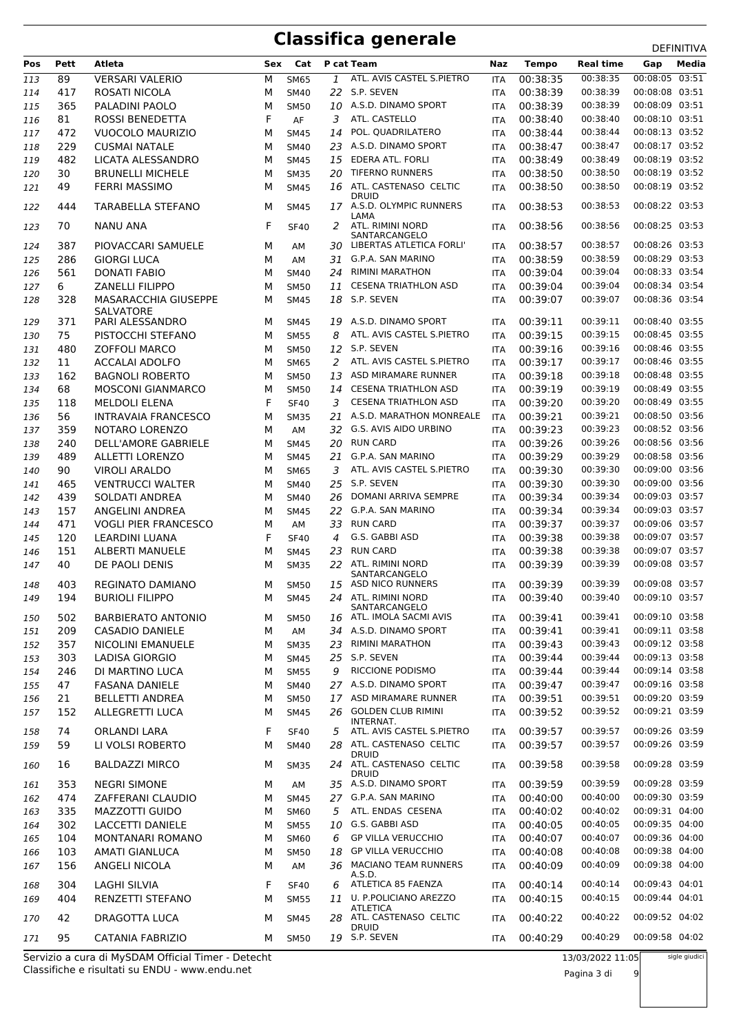# Classifica generale

DEFINITIVA

| Pos | Pett | Atleta | Sex | Cat | P cat | Team | Naz | Tempo | Real time | Gap | Media |
|---|---|---|---|---|---|---|---|---|---|---|---|
| 113 | 89 | VERSARI VALERIO | M | SM65 | 1 | ATL. AVIS CASTEL S.PIETRO | ITA | 00:38:35 | 00:38:35 | 00:08:05 | 03:51 |
| 114 | 417 | ROSATI NICOLA | M | SM40 | 22 | S.P. SEVEN | ITA | 00:38:39 | 00:38:39 | 00:08:08 | 03:51 |
| 115 | 365 | PALADINI PAOLO | M | SM50 | 10 | A.S.D. DINAMO SPORT | ITA | 00:38:39 | 00:38:39 | 00:08:09 | 03:51 |
| 116 | 81 | ROSSI BENEDETTA | F | AF | 3 | ATL. CASTELLO | ITA | 00:38:40 | 00:38:40 | 00:08:10 | 03:51 |
| 117 | 472 | VUOCOLO MAURIZIO | M | SM45 | 14 | POL. QUADRILATERO | ITA | 00:38:44 | 00:38:44 | 00:08:13 | 03:52 |
| 118 | 229 | CUSMAI NATALE | M | SM40 | 23 | A.S.D. DINAMO SPORT | ITA | 00:38:47 | 00:38:47 | 00:08:17 | 03:52 |
| 119 | 482 | LICATA ALESSANDRO | M | SM45 | 15 | EDERA ATL. FORLI | ITA | 00:38:49 | 00:38:49 | 00:08:19 | 03:52 |
| 120 | 30 | BRUNELLI MICHELE | M | SM35 | 20 | TIFERNO RUNNERS | ITA | 00:38:50 | 00:38:50 | 00:08:19 | 03:52 |
| 121 | 49 | FERRI MASSIMO | M | SM45 | 16 | ATL. CASTENASO CELTIC DRUID | ITA | 00:38:50 | 00:38:50 | 00:08:19 | 03:52 |
| 122 | 444 | TARABELLA STEFANO | M | SM45 | 17 | A.S.D. OLYMPIC RUNNERS LAMA | ITA | 00:38:53 | 00:38:53 | 00:08:22 | 03:53 |
| 123 | 70 | NANU ANA | F | SF40 | 2 | ATL. RIMINI NORD SANTARCANGELO | ITA | 00:38:56 | 00:38:56 | 00:08:25 | 03:53 |
| 124 | 387 | PIOVACCARI SAMUELE | M | AM | 30 | LIBERTAS ATLETICA FORLI' | ITA | 00:38:57 | 00:38:57 | 00:08:26 | 03:53 |
| 125 | 286 | GIORGI LUCA | M | AM | 31 | G.P.A. SAN MARINO | ITA | 00:38:59 | 00:38:59 | 00:08:29 | 03:53 |
| 126 | 561 | DONATI FABIO | M | SM40 | 24 | RIMINI MARATHON | ITA | 00:39:04 | 00:39:04 | 00:08:33 | 03:54 |
| 127 | 6 | ZANELLI FILIPPO | M | SM50 | 11 | CESENA TRIATHLON ASD | ITA | 00:39:04 | 00:39:04 | 00:08:34 | 03:54 |
| 128 | 328 | MASARACCHIA GIUSEPPE SALVATORE | M | SM45 | 18 | S.P. SEVEN | ITA | 00:39:07 | 00:39:07 | 00:08:36 | 03:54 |
| 129 | 371 | PARI ALESSANDRO | M | SM45 | 19 | A.S.D. DINAMO SPORT | ITA | 00:39:11 | 00:39:11 | 00:08:40 | 03:55 |
| 130 | 75 | PISTOCCHI STEFANO | M | SM55 | 8 | ATL. AVIS CASTEL S.PIETRO | ITA | 00:39:15 | 00:39:15 | 00:08:45 | 03:55 |
| 131 | 480 | ZOFFOLI MARCO | M | SM50 | 12 | S.P. SEVEN | ITA | 00:39:16 | 00:39:16 | 00:08:46 | 03:55 |
| 132 | 11 | ACCALAI ADOLFO | M | SM65 | 2 | ATL. AVIS CASTEL S.PIETRO | ITA | 00:39:17 | 00:39:17 | 00:08:46 | 03:55 |
| 133 | 162 | BAGNOLI ROBERTO | M | SM50 | 13 | ASD MIRAMARE RUNNER | ITA | 00:39:18 | 00:39:18 | 00:08:48 | 03:55 |
| 134 | 68 | MOSCONI GIANMARCO | M | SM50 | 14 | CESENA TRIATHLON ASD | ITA | 00:39:19 | 00:39:19 | 00:08:49 | 03:55 |
| 135 | 118 | MELDOLI ELENA | F | SF40 | 3 | CESENA TRIATHLON ASD | ITA | 00:39:20 | 00:39:20 | 00:08:49 | 03:55 |
| 136 | 56 | INTRAVAIA FRANCESCO | M | SM35 | 21 | A.S.D. MARATHON MONREALE | ITA | 00:39:21 | 00:39:21 | 00:08:50 | 03:56 |
| 137 | 359 | NOTARO LORENZO | M | AM | 32 | G.S. AVIS AIDO URBINO | ITA | 00:39:23 | 00:39:23 | 00:08:52 | 03:56 |
| 138 | 240 | DELL'AMORE GABRIELE | M | SM45 | 20 | RUN CARD | ITA | 00:39:26 | 00:39:26 | 00:08:56 | 03:56 |
| 139 | 489 | ALLETTI LORENZO | M | SM45 | 21 | G.P.A. SAN MARINO | ITA | 00:39:29 | 00:39:29 | 00:08:58 | 03:56 |
| 140 | 90 | VIROLI ARALDO | M | SM65 | 3 | ATL. AVIS CASTEL S.PIETRO | ITA | 00:39:30 | 00:39:30 | 00:09:00 | 03:56 |
| 141 | 465 | VENTRUCCI WALTER | M | SM40 | 25 | S.P. SEVEN | ITA | 00:39:30 | 00:39:30 | 00:09:00 | 03:56 |
| 142 | 439 | SOLDATI ANDREA | M | SM40 | 26 | DOMANI ARRIVA SEMPRE | ITA | 00:39:34 | 00:39:34 | 00:09:03 | 03:57 |
| 143 | 157 | ANGELINI ANDREA | M | SM45 | 22 | G.P.A. SAN MARINO | ITA | 00:39:34 | 00:39:34 | 00:09:03 | 03:57 |
| 144 | 471 | VOGLI PIER FRANCESCO | M | AM | 33 | RUN CARD | ITA | 00:39:37 | 00:39:37 | 00:09:06 | 03:57 |
| 145 | 120 | LEARDINI LUANA | F | SF40 | 4 | G.S. GABBI ASD | ITA | 00:39:38 | 00:39:38 | 00:09:07 | 03:57 |
| 146 | 151 | ALBERTI MANUELE | M | SM45 | 23 | RUN CARD | ITA | 00:39:38 | 00:39:38 | 00:09:07 | 03:57 |
| 147 | 40 | DE PAOLI DENIS | M | SM35 | 22 | ATL. RIMINI NORD SANTARCANGELO | ITA | 00:39:39 | 00:39:39 | 00:09:08 | 03:57 |
| 148 | 403 | REGINATO DAMIANO | M | SM50 | 15 | ASD NICO RUNNERS | ITA | 00:39:39 | 00:39:39 | 00:09:08 | 03:57 |
| 149 | 194 | BURIOLI FILIPPO | M | SM45 | 24 | ATL. RIMINI NORD SANTARCANGELO | ITA | 00:39:40 | 00:39:40 | 00:09:10 | 03:57 |
| 150 | 502 | BARBIERATO ANTONIO | M | SM50 | 16 | ATL. IMOLA SACMI AVIS | ITA | 00:39:41 | 00:39:41 | 00:09:10 | 03:58 |
| 151 | 209 | CASADIO DANIELE | M | AM | 34 | A.S.D. DINAMO SPORT | ITA | 00:39:41 | 00:39:41 | 00:09:11 | 03:58 |
| 152 | 357 | NICOLINI EMANUELE | M | SM35 | 23 | RIMINI MARATHON | ITA | 00:39:43 | 00:39:43 | 00:09:12 | 03:58 |
| 153 | 303 | LADISA GIORGIO | M | SM45 | 25 | S.P. SEVEN | ITA | 00:39:44 | 00:39:44 | 00:09:13 | 03:58 |
| 154 | 246 | DI MARTINO LUCA | M | SM55 | 9 | RICCIONE PODISMO | ITA | 00:39:44 | 00:39:44 | 00:09:14 | 03:58 |
| 155 | 47 | FASANA DANIELE | M | SM40 | 27 | A.S.D. DINAMO SPORT | ITA | 00:39:47 | 00:39:47 | 00:09:16 | 03:58 |
| 156 | 21 | BELLETTI ANDREA | M | SM50 | 17 | ASD MIRAMARE RUNNER | ITA | 00:39:51 | 00:39:51 | 00:09:20 | 03:59 |
| 157 | 152 | ALLEGRETTI LUCA | M | SM45 | 26 | GOLDEN CLUB RIMINI INTERNAT. | ITA | 00:39:52 | 00:39:52 | 00:09:21 | 03:59 |
| 158 | 74 | ORLANDI LARA | F | SF40 | 5 | ATL. AVIS CASTEL S.PIETRO | ITA | 00:39:57 | 00:39:57 | 00:09:26 | 03:59 |
| 159 | 59 | LI VOLSI ROBERTO | M | SM40 | 28 | ATL. CASTENASO CELTIC DRUID | ITA | 00:39:57 | 00:39:57 | 00:09:26 | 03:59 |
| 160 | 16 | BALDAZZI MIRCO | M | SM35 | 24 | ATL. CASTENASO CELTIC DRUID | ITA | 00:39:58 | 00:39:58 | 00:09:28 | 03:59 |
| 161 | 353 | NEGRI SIMONE | M | AM | 35 | A.S.D. DINAMO SPORT | ITA | 00:39:59 | 00:39:59 | 00:09:28 | 03:59 |
| 162 | 474 | ZAFFERANI CLAUDIO | M | SM45 | 27 | G.P.A. SAN MARINO | ITA | 00:40:00 | 00:40:00 | 00:09:30 | 03:59 |
| 163 | 335 | MAZZOTTI GUIDO | M | SM60 | 5 | ATL. ENDAS CESENA | ITA | 00:40:02 | 00:40:02 | 00:09:31 | 04:00 |
| 164 | 302 | LACCETTI DANIELE | M | SM55 | 10 | G.S. GABBI ASD | ITA | 00:40:05 | 00:40:05 | 00:09:35 | 04:00 |
| 165 | 104 | MONTANARI ROMANO | M | SM60 | 6 | GP VILLA VERUCCHIO | ITA | 00:40:07 | 00:40:07 | 00:09:36 | 04:00 |
| 166 | 103 | AMATI GIANLUCA | M | SM50 | 18 | GP VILLA VERUCCHIO | ITA | 00:40:08 | 00:40:08 | 00:09:38 | 04:00 |
| 167 | 156 | ANGELI NICOLA | M | AM | 36 | MACIANO TEAM RUNNERS A.S.D. | ITA | 00:40:09 | 00:40:09 | 00:09:38 | 04:00 |
| 168 | 304 | LAGHI SILVIA | F | SF40 | 6 | ATLETICA 85 FAENZA | ITA | 00:40:14 | 00:40:14 | 00:09:43 | 04:01 |
| 169 | 404 | RENZETTI STEFANO | M | SM55 | 11 | U. P.POLICIANO AREZZO ATLETICA | ITA | 00:40:15 | 00:40:15 | 00:09:44 | 04:01 |
| 170 | 42 | DRAGOTTA LUCA | M | SM45 | 28 | ATL. CASTENASO CELTIC DRUID | ITA | 00:40:22 | 00:40:22 | 00:09:52 | 04:02 |
| 171 | 95 | CATANIA FABRIZIO | M | SM50 | 19 | S.P. SEVEN | ITA | 00:40:29 | 00:40:29 | 00:09:58 | 04:02 |

Servizio a cura di MySDAM Official Timer - Detecht
Classifiche e risultati su ENDU - www.endu.net

13/03/2022 11:05

sigle giudici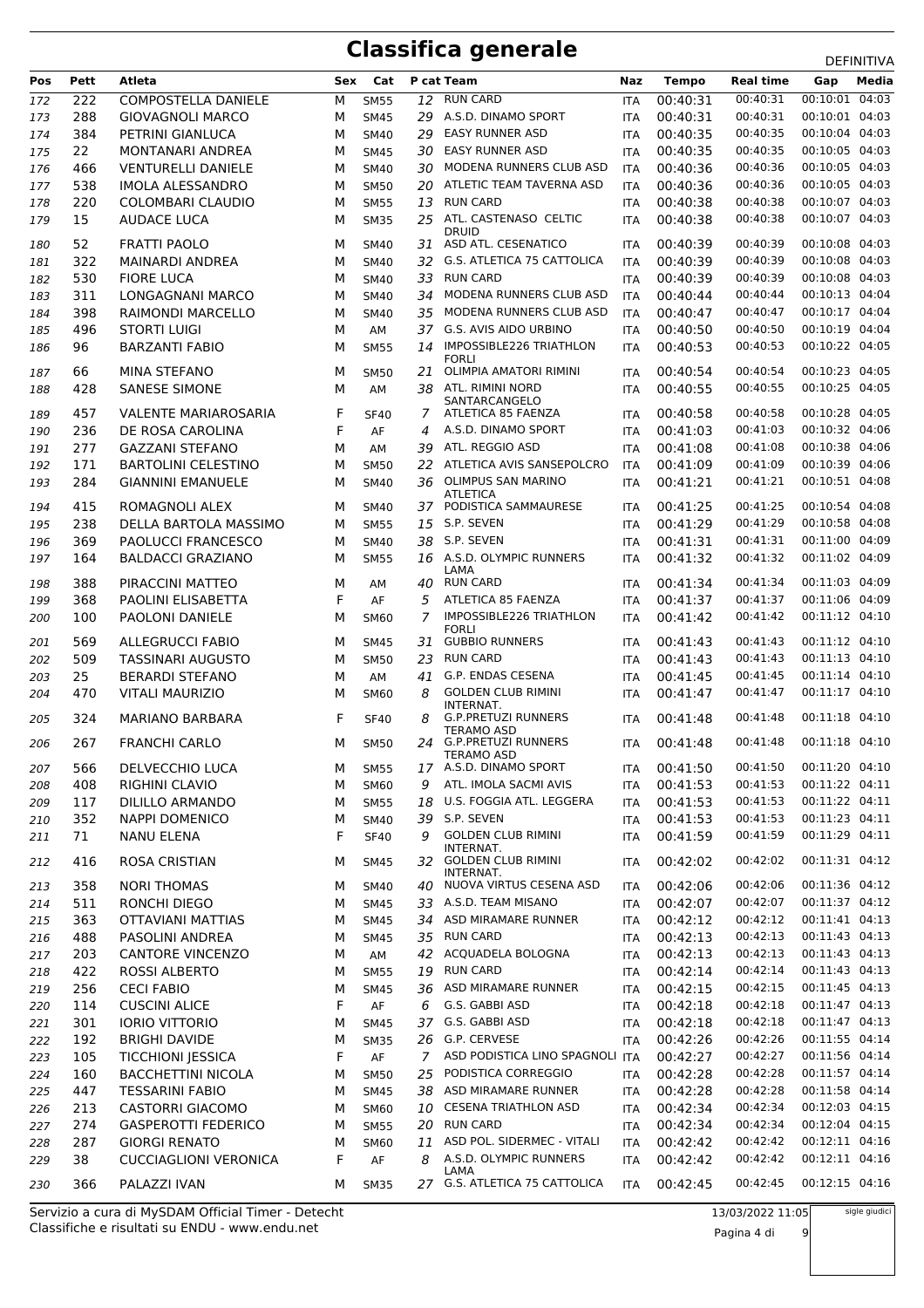# Classifica generale

DEFINITIVA

| Pos | Pett | Atleta | Sex | Cat | P cat | Team | Naz | Tempo | Real time | Gap | Media |
|---|---|---|---|---|---|---|---|---|---|---|---|
| 172 | 222 | COMPOSTELLA DANIELE | M | SM55 | 12 | RUN CARD | ITA | 00:40:31 | 00:40:31 | 00:10:01 | 04:03 |
| 173 | 288 | GIOVAGNOLI MARCO | M | SM45 | 29 | A.S.D. DINAMO SPORT | ITA | 00:40:31 | 00:40:31 | 00:10:01 | 04:03 |
| 174 | 384 | PETRINI GIANLUCA | M | SM40 | 29 | EASY RUNNER ASD | ITA | 00:40:35 | 00:40:35 | 00:10:04 | 04:03 |
| 175 | 22 | MONTANARI ANDREA | M | SM45 | 30 | EASY RUNNER ASD | ITA | 00:40:35 | 00:40:35 | 00:10:05 | 04:03 |
| 176 | 466 | VENTURELLI DANIELE | M | SM40 | 30 | MODENA RUNNERS CLUB ASD | ITA | 00:40:36 | 00:40:36 | 00:10:05 | 04:03 |
| 177 | 538 | IMOLA ALESSANDRO | M | SM50 | 20 | ATLETIC TEAM TAVERNA ASD | ITA | 00:40:36 | 00:40:36 | 00:10:05 | 04:03 |
| 178 | 220 | COLOMBARI CLAUDIO | M | SM55 | 13 | RUN CARD | ITA | 00:40:38 | 00:40:38 | 00:10:07 | 04:03 |
| 179 | 15 | AUDACE LUCA | M | SM35 | 25 | ATL. CASTENASO CELTIC DRUID | ITA | 00:40:38 | 00:40:38 | 00:10:07 | 04:03 |
| 180 | 52 | FRATTI PAOLO | M | SM40 | 31 | ASD ATL. CESENATICO | ITA | 00:40:39 | 00:40:39 | 00:10:08 | 04:03 |
| 181 | 322 | MAINARDI ANDREA | M | SM40 | 32 | G.S. ATLETICA 75 CATTOLICA | ITA | 00:40:39 | 00:40:39 | 00:10:08 | 04:03 |
| 182 | 530 | FIORE LUCA | M | SM40 | 33 | RUN CARD | ITA | 00:40:39 | 00:40:39 | 00:10:08 | 04:03 |
| 183 | 311 | LONGAGNANI MARCO | M | SM40 | 34 | MODENA RUNNERS CLUB ASD | ITA | 00:40:44 | 00:40:44 | 00:10:13 | 04:04 |
| 184 | 398 | RAIMONDI MARCELLO | M | SM40 | 35 | MODENA RUNNERS CLUB ASD | ITA | 00:40:47 | 00:40:47 | 00:10:17 | 04:04 |
| 185 | 496 | STORTI LUIGI | M | AM | 37 | G.S. AVIS AIDO URBINO | ITA | 00:40:50 | 00:40:50 | 00:10:19 | 04:04 |
| 186 | 96 | BARZANTI FABIO | M | SM55 | 14 | IMPOSSIBLE226 TRIATHLON FORLI | ITA | 00:40:53 | 00:40:53 | 00:10:22 | 04:05 |
| 187 | 66 | MINA STEFANO | M | SM50 | 21 | OLIMPIA AMATORI RIMINI | ITA | 00:40:54 | 00:40:54 | 00:10:23 | 04:05 |
| 188 | 428 | SANESE SIMONE | M | AM | 38 | ATL. RIMINI NORD SANTARCANGELO | ITA | 00:40:55 | 00:40:55 | 00:10:25 | 04:05 |
| 189 | 457 | VALENTE MARIAROSARIA | F | SF40 | 7 | ATLETICA 85 FAENZA | ITA | 00:40:58 | 00:40:58 | 00:10:28 | 04:05 |
| 190 | 236 | DE ROSA CAROLINA | F | AF | 4 | A.S.D. DINAMO SPORT | ITA | 00:41:03 | 00:41:03 | 00:10:32 | 04:06 |
| 191 | 277 | GAZZANI STEFANO | M | AM | 39 | ATL. REGGIO ASD | ITA | 00:41:08 | 00:41:08 | 00:10:38 | 04:06 |
| 192 | 171 | BARTOLINI CELESTINO | M | SM50 | 22 | ATLETICA AVIS SANSEPOLCRO | ITA | 00:41:09 | 00:41:09 | 00:10:39 | 04:06 |
| 193 | 284 | GIANNINI EMANUELE | M | SM40 | 36 | OLIMPUS SAN MARINO ATLETICA | ITA | 00:41:21 | 00:41:21 | 00:10:51 | 04:08 |
| 194 | 415 | ROMAGNOLI ALEX | M | SM40 | 37 | PODISTICA SAMMAURESE | ITA | 00:41:25 | 00:41:25 | 00:10:54 | 04:08 |
| 195 | 238 | DELLA BARTOLA MASSIMO | M | SM55 | 15 | S.P. SEVEN | ITA | 00:41:29 | 00:41:29 | 00:10:58 | 04:08 |
| 196 | 369 | PAOLUCCI FRANCESCO | M | SM40 | 38 | S.P. SEVEN | ITA | 00:41:31 | 00:41:31 | 00:11:00 | 04:09 |
| 197 | 164 | BALDACCI GRAZIANO | M | SM55 | 16 | A.S.D. OLYMPIC RUNNERS LAMA | ITA | 00:41:32 | 00:41:32 | 00:11:02 | 04:09 |
| 198 | 388 | PIRACCINI MATTEO | M | AM | 40 | RUN CARD | ITA | 00:41:34 | 00:41:34 | 00:11:03 | 04:09 |
| 199 | 368 | PAOLINI ELISABETTA | F | AF | 5 | ATLETICA 85 FAENZA | ITA | 00:41:37 | 00:41:37 | 00:11:06 | 04:09 |
| 200 | 100 | PAOLONI DANIELE | M | SM60 | 7 | IMPOSSIBLE226 TRIATHLON FORLI | ITA | 00:41:42 | 00:41:42 | 00:11:12 | 04:10 |
| 201 | 569 | ALLEGRUCCI FABIO | M | SM45 | 31 | GUBBIO RUNNERS | ITA | 00:41:43 | 00:41:43 | 00:11:12 | 04:10 |
| 202 | 509 | TASSINARI AUGUSTO | M | SM50 | 23 | RUN CARD | ITA | 00:41:43 | 00:41:43 | 00:11:13 | 04:10 |
| 203 | 25 | BERARDI STEFANO | M | AM | 41 | G.P. ENDAS CESENA | ITA | 00:41:45 | 00:41:45 | 00:11:14 | 04:10 |
| 204 | 470 | VITALI MAURIZIO | M | SM60 | 8 | GOLDEN CLUB RIMINI INTERNAT. | ITA | 00:41:47 | 00:41:47 | 00:11:17 | 04:10 |
| 205 | 324 | MARIANO BARBARA | F | SF40 | 8 | G.P.PRETUZI RUNNERS TERAMO ASD | ITA | 00:41:48 | 00:41:48 | 00:11:18 | 04:10 |
| 206 | 267 | FRANCHI CARLO | M | SM50 | 24 | G.P.PRETUZI RUNNERS TERAMO ASD | ITA | 00:41:48 | 00:41:48 | 00:11:18 | 04:10 |
| 207 | 566 | DELVECCHIO LUCA | M | SM55 | 17 | A.S.D. DINAMO SPORT | ITA | 00:41:50 | 00:41:50 | 00:11:20 | 04:10 |
| 208 | 408 | RIGHINI CLAVIO | M | SM60 | 9 | ATL. IMOLA SACMI AVIS | ITA | 00:41:53 | 00:41:53 | 00:11:22 | 04:11 |
| 209 | 117 | DILILLO ARMANDO | M | SM55 | 18 | U.S. FOGGIA ATL. LEGGERA | ITA | 00:41:53 | 00:41:53 | 00:11:22 | 04:11 |
| 210 | 352 | NAPPI DOMENICO | M | SM40 | 39 | S.P. SEVEN | ITA | 00:41:53 | 00:41:53 | 00:11:23 | 04:11 |
| 211 | 71 | NANU ELENA | F | SF40 | 9 | GOLDEN CLUB RIMINI INTERNAT. | ITA | 00:41:59 | 00:41:59 | 00:11:29 | 04:11 |
| 212 | 416 | ROSA CRISTIAN | M | SM45 | 32 | GOLDEN CLUB RIMINI INTERNAT. | ITA | 00:42:02 | 00:42:02 | 00:11:31 | 04:12 |
| 213 | 358 | NORI THOMAS | M | SM40 | 40 | NUOVA VIRTUS CESENA ASD | ITA | 00:42:06 | 00:42:06 | 00:11:36 | 04:12 |
| 214 | 511 | RONCHI DIEGO | M | SM45 | 33 | A.S.D. TEAM MISANO | ITA | 00:42:07 | 00:42:07 | 00:11:37 | 04:12 |
| 215 | 363 | OTTAVIANI MATTIAS | M | SM45 | 34 | ASD MIRAMARE RUNNER | ITA | 00:42:12 | 00:42:12 | 00:11:41 | 04:13 |
| 216 | 488 | PASOLINI ANDREA | M | SM45 | 35 | RUN CARD | ITA | 00:42:13 | 00:42:13 | 00:11:43 | 04:13 |
| 217 | 203 | CANTORE VINCENZO | M | AM | 42 | ACQUADELA BOLOGNA | ITA | 00:42:13 | 00:42:13 | 00:11:43 | 04:13 |
| 218 | 422 | ROSSI ALBERTO | M | SM55 | 19 | RUN CARD | ITA | 00:42:14 | 00:42:14 | 00:11:43 | 04:13 |
| 219 | 256 | CECI FABIO | M | SM45 | 36 | ASD MIRAMARE RUNNER | ITA | 00:42:15 | 00:42:15 | 00:11:45 | 04:13 |
| 220 | 114 | CUSCINI ALICE | F | AF | 6 | G.S. GABBI ASD | ITA | 00:42:18 | 00:42:18 | 00:11:47 | 04:13 |
| 221 | 301 | IORIO VITTORIO | M | SM45 | 37 | G.S. GABBI ASD | ITA | 00:42:18 | 00:42:18 | 00:11:47 | 04:13 |
| 222 | 192 | BRIGHI DAVIDE | M | SM35 | 26 | G.P. CERVESE | ITA | 00:42:26 | 00:42:26 | 00:11:55 | 04:14 |
| 223 | 105 | TICCHIONI JESSICA | F | AF | 7 | ASD PODISTICA LINO SPAGNOLI | ITA | 00:42:27 | 00:42:27 | 00:11:56 | 04:14 |
| 224 | 160 | BACCHETTINI NICOLA | M | SM50 | 25 | PODISTICA CORREGGIO | ITA | 00:42:28 | 00:42:28 | 00:11:57 | 04:14 |
| 225 | 447 | TESSARINI FABIO | M | SM45 | 38 | ASD MIRAMARE RUNNER | ITA | 00:42:28 | 00:42:28 | 00:11:58 | 04:14 |
| 226 | 213 | CASTORRI GIACOMO | M | SM60 | 10 | CESENA TRIATHLON ASD | ITA | 00:42:34 | 00:42:34 | 00:12:03 | 04:15 |
| 227 | 274 | GASPEROTTI FEDERICO | M | SM55 | 20 | RUN CARD | ITA | 00:42:34 | 00:42:34 | 00:12:04 | 04:15 |
| 228 | 287 | GIORGI RENATO | M | SM60 | 11 | ASD POL. SIDERMEC - VITALI | ITA | 00:42:42 | 00:42:42 | 00:12:11 | 04:16 |
| 229 | 38 | CUCCIAGLIONI VERONICA | F | AF | 8 | A.S.D. OLYMPIC RUNNERS LAMA | ITA | 00:42:42 | 00:42:42 | 00:12:11 | 04:16 |
| 230 | 366 | PALAZZI IVAN | M | SM35 | 27 | G.S. ATLETICA 75 CATTOLICA | ITA | 00:42:45 | 00:42:45 | 00:12:15 | 04:16 |

Servizio a cura di MySDAM Official Timer - Detecht
Classifiche e risultati su ENDU - www.endu.net

13/03/2022 11:05

sigle giudici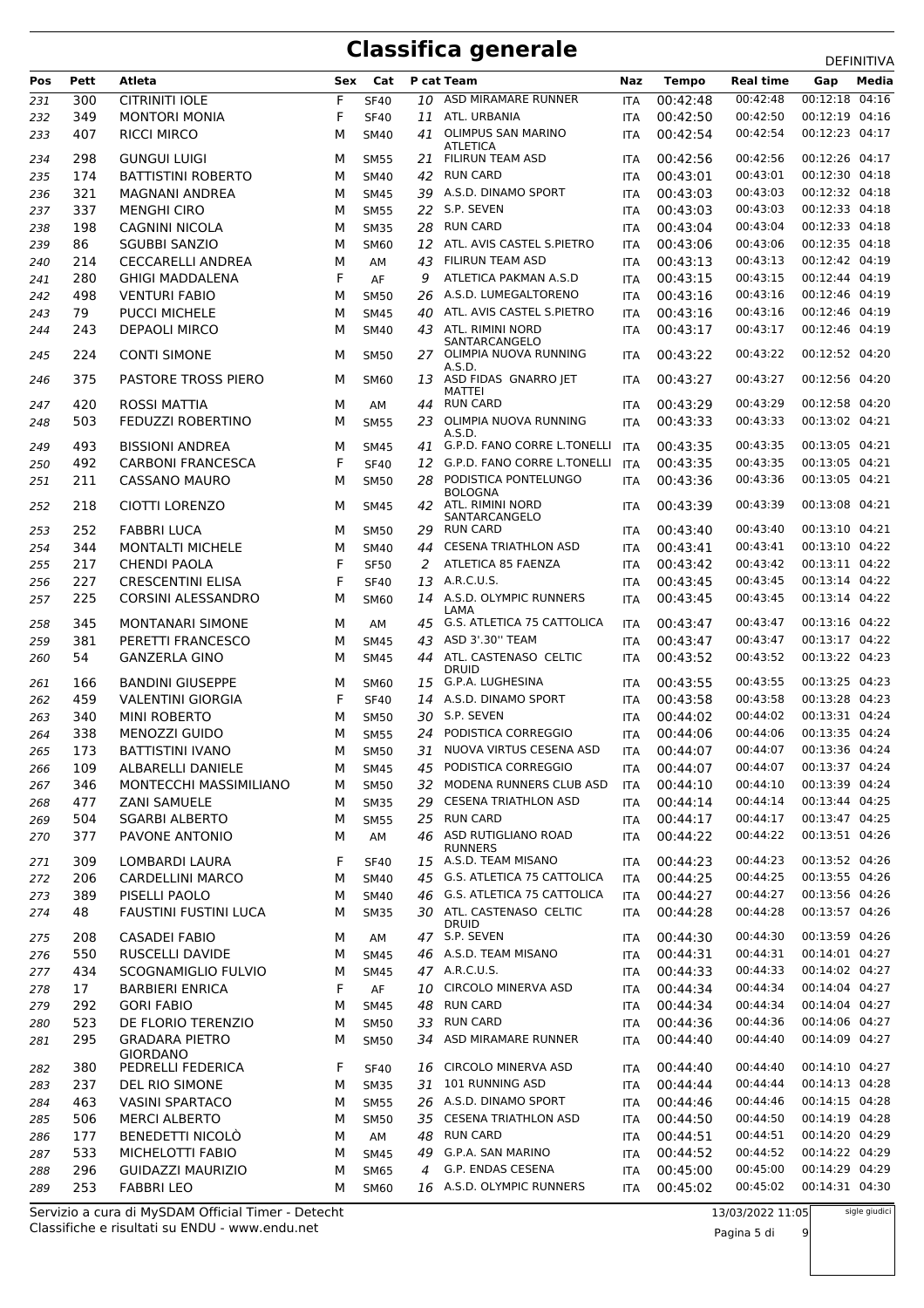# Classifica generale

DEFINITIVA

| Pos | Pett | Atleta | Sex | Cat | P cat | Team | Naz | Tempo | Real time | Gap | Media |
|---|---|---|---|---|---|---|---|---|---|---|---|
| 231 | 300 | CITRINITI IOLE | F | SF40 | 10 | ASD MIRAMARE RUNNER | ITA | 00:42:48 | 00:42:48 | 00:12:18 | 04:16 |
| 232 | 349 | MONTORI MONIA | F | SF40 | 11 | ATL. URBANIA | ITA | 00:42:50 | 00:42:50 | 00:12:19 | 04:16 |
| 233 | 407 | RICCI MIRCO | M | SM40 | 41 | OLIMPUS SAN MARINO ATLETICA | ITA | 00:42:54 | 00:42:54 | 00:12:23 | 04:17 |
| 234 | 298 | GUNGUI LUIGI | M | SM55 | 21 | FILIRUN TEAM ASD | ITA | 00:42:56 | 00:42:56 | 00:12:26 | 04:17 |
| 235 | 174 | BATTISTINI ROBERTO | M | SM40 | 42 | RUN CARD | ITA | 00:43:01 | 00:43:01 | 00:12:30 | 04:18 |
| 236 | 321 | MAGNANI ANDREA | M | SM45 | 39 | A.S.D. DINAMO SPORT | ITA | 00:43:03 | 00:43:03 | 00:12:32 | 04:18 |
| 237 | 337 | MENGHI CIRO | M | SM55 | 22 | S.P. SEVEN | ITA | 00:43:03 | 00:43:03 | 00:12:33 | 04:18 |
| 238 | 198 | CAGNINI NICOLA | M | SM35 | 28 | RUN CARD | ITA | 00:43:04 | 00:43:04 | 00:12:33 | 04:18 |
| 239 | 86 | SGUBBI SANZIO | M | SM60 | 12 | ATL. AVIS CASTEL S.PIETRO | ITA | 00:43:06 | 00:43:06 | 00:12:35 | 04:18 |
| 240 | 214 | CECCARELLI ANDREA | M | AM | 43 | FILIRUN TEAM ASD | ITA | 00:43:13 | 00:43:13 | 00:12:42 | 04:19 |
| 241 | 280 | GHIGI MADDALENA | F | AF | 9 | ATLETICA PAKMAN A.S.D | ITA | 00:43:15 | 00:43:15 | 00:12:44 | 04:19 |
| 242 | 498 | VENTURI FABIO | M | SM50 | 26 | A.S.D. LUMEGALTORENO | ITA | 00:43:16 | 00:43:16 | 00:12:46 | 04:19 |
| 243 | 79 | PUCCI MICHELE | M | SM45 | 40 | ATL. AVIS CASTEL S.PIETRO | ITA | 00:43:16 | 00:43:16 | 00:12:46 | 04:19 |
| 244 | 243 | DEPAOLI MIRCO | M | SM40 | 43 | ATL. RIMINI NORD SANTARCANGELO | ITA | 00:43:17 | 00:43:17 | 00:12:46 | 04:19 |
| 245 | 224 | CONTI SIMONE | M | SM50 | 27 | OLIMPIA NUOVA RUNNING A.S.D. | ITA | 00:43:22 | 00:43:22 | 00:12:52 | 04:20 |
| 246 | 375 | PASTORE TROSS PIERO | M | SM60 | 13 | ASD FIDAS GNARRO JET MATTEI | ITA | 00:43:27 | 00:43:27 | 00:12:56 | 04:20 |
| 247 | 420 | ROSSI MATTIA | M | AM | 44 | RUN CARD | ITA | 00:43:29 | 00:43:29 | 00:12:58 | 04:20 |
| 248 | 503 | FEDUZZI ROBERTINO | M | SM55 | 23 | OLIMPIA NUOVA RUNNING A.S.D. | ITA | 00:43:33 | 00:43:33 | 00:13:02 | 04:21 |
| 249 | 493 | BISSIONI ANDREA | M | SM45 | 41 | G.P.D. FANO CORRE L.TONELLI | ITA | 00:43:35 | 00:43:35 | 00:13:05 | 04:21 |
| 250 | 492 | CARBONI FRANCESCA | F | SF40 | 12 | G.P.D. FANO CORRE L.TONELLI | ITA | 00:43:35 | 00:43:35 | 00:13:05 | 04:21 |
| 251 | 211 | CASSANO MAURO | M | SM50 | 28 | PODISTICA PONTELUNGO BOLOGNA | ITA | 00:43:36 | 00:43:36 | 00:13:05 | 04:21 |
| 252 | 218 | CIOTTI LORENZO | M | SM45 | 42 | ATL. RIMINI NORD SANTARCANGELO | ITA | 00:43:39 | 00:43:39 | 00:13:08 | 04:21 |
| 253 | 252 | FABBRI LUCA | M | SM50 | 29 | RUN CARD | ITA | 00:43:40 | 00:43:40 | 00:13:10 | 04:21 |
| 254 | 344 | MONTALTI MICHELE | M | SM40 | 44 | CESENA TRIATHLON ASD | ITA | 00:43:41 | 00:43:41 | 00:13:10 | 04:22 |
| 255 | 217 | CHENDI PAOLA | F | SF50 | 2 | ATLETICA 85 FAENZA | ITA | 00:43:42 | 00:43:42 | 00:13:11 | 04:22 |
| 256 | 227 | CRESCENTINI ELISA | F | SF40 | 13 | A.R.C.U.S. | ITA | 00:43:45 | 00:43:45 | 00:13:14 | 04:22 |
| 257 | 225 | CORSINI ALESSANDRO | M | SM60 | 14 | A.S.D. OLYMPIC RUNNERS LAMA | ITA | 00:43:45 | 00:43:45 | 00:13:14 | 04:22 |
| 258 | 345 | MONTANARI SIMONE | M | AM | 45 | G.S. ATLETICA 75 CATTOLICA | ITA | 00:43:47 | 00:43:47 | 00:13:16 | 04:22 |
| 259 | 381 | PERETTI FRANCESCO | M | SM45 | 43 | ASD 3'.30'' TEAM | ITA | 00:43:47 | 00:43:47 | 00:13:17 | 04:22 |
| 260 | 54 | GANZERLA GINO | M | SM45 | 44 | ATL. CASTENASO CELTIC DRUID | ITA | 00:43:52 | 00:43:52 | 00:13:22 | 04:23 |
| 261 | 166 | BANDINI GIUSEPPE | M | SM60 | 15 | G.P.A. LUGHESINA | ITA | 00:43:55 | 00:43:55 | 00:13:25 | 04:23 |
| 262 | 459 | VALENTINI GIORGIA | F | SF40 | 14 | A.S.D. DINAMO SPORT | ITA | 00:43:58 | 00:43:58 | 00:13:28 | 04:23 |
| 263 | 340 | MINI ROBERTO | M | SM50 | 30 | S.P. SEVEN | ITA | 00:44:02 | 00:44:02 | 00:13:31 | 04:24 |
| 264 | 338 | MENOZZI GUIDO | M | SM55 | 24 | PODISTICA CORREGGIO | ITA | 00:44:06 | 00:44:06 | 00:13:35 | 04:24 |
| 265 | 173 | BATTISTINI IVANO | M | SM50 | 31 | NUOVA VIRTUS CESENA ASD | ITA | 00:44:07 | 00:44:07 | 00:13:36 | 04:24 |
| 266 | 109 | ALBARELLI DANIELE | M | SM45 | 45 | PODISTICA CORREGGIO | ITA | 00:44:07 | 00:44:07 | 00:13:37 | 04:24 |
| 267 | 346 | MONTECCHI MASSIMILIANO | M | SM50 | 32 | MODENA RUNNERS CLUB ASD | ITA | 00:44:10 | 00:44:10 | 00:13:39 | 04:24 |
| 268 | 477 | ZANI SAMUELE | M | SM35 | 29 | CESENA TRIATHLON ASD | ITA | 00:44:14 | 00:44:14 | 00:13:44 | 04:25 |
| 269 | 504 | SGARBI ALBERTO | M | SM55 | 25 | RUN CARD | ITA | 00:44:17 | 00:44:17 | 00:13:47 | 04:25 |
| 270 | 377 | PAVONE ANTONIO | M | AM | 46 | ASD RUTIGLIANO ROAD RUNNERS | ITA | 00:44:22 | 00:44:22 | 00:13:51 | 04:26 |
| 271 | 309 | LOMBARDI LAURA | F | SF40 | 15 | A.S.D. TEAM MISANO | ITA | 00:44:23 | 00:44:23 | 00:13:52 | 04:26 |
| 272 | 206 | CARDELLINI MARCO | M | SM40 | 45 | G.S. ATLETICA 75 CATTOLICA | ITA | 00:44:25 | 00:44:25 | 00:13:55 | 04:26 |
| 273 | 389 | PISELLI PAOLO | M | SM40 | 46 | G.S. ATLETICA 75 CATTOLICA | ITA | 00:44:27 | 00:44:27 | 00:13:56 | 04:26 |
| 274 | 48 | FAUSTINI FUSTINI LUCA | M | SM35 | 30 | ATL. CASTENASO CELTIC DRUID | ITA | 00:44:28 | 00:44:28 | 00:13:57 | 04:26 |
| 275 | 208 | CASADEI FABIO | M | AM | 47 | S.P. SEVEN | ITA | 00:44:30 | 00:44:30 | 00:13:59 | 04:26 |
| 276 | 550 | RUSCELLI DAVIDE | M | SM45 | 46 | A.S.D. TEAM MISANO | ITA | 00:44:31 | 00:44:31 | 00:14:01 | 04:27 |
| 277 | 434 | SCOGNAMIGLIO FULVIO | M | SM45 | 47 | A.R.C.U.S. | ITA | 00:44:33 | 00:44:33 | 00:14:02 | 04:27 |
| 278 | 17 | BARBIERI ENRICA | F | AF | 10 | CIRCOLO MINERVA ASD | ITA | 00:44:34 | 00:44:34 | 00:14:04 | 04:27 |
| 279 | 292 | GORI FABIO | M | SM45 | 48 | RUN CARD | ITA | 00:44:34 | 00:44:34 | 00:14:04 | 04:27 |
| 280 | 523 | DE FLORIO TERENZIO | M | SM50 | 33 | RUN CARD | ITA | 00:44:36 | 00:44:36 | 00:14:06 | 04:27 |
| 281 | 295 | GRADARA PIETRO GIORDANO | M | SM50 | 34 | ASD MIRAMARE RUNNER | ITA | 00:44:40 | 00:44:40 | 00:14:09 | 04:27 |
| 282 | 380 | PEDRELLI FEDERICA | F | SF40 | 16 | CIRCOLO MINERVA ASD | ITA | 00:44:40 | 00:44:40 | 00:14:10 | 04:27 |
| 283 | 237 | DEL RIO SIMONE | M | SM35 | 31 | 101 RUNNING ASD | ITA | 00:44:44 | 00:44:44 | 00:14:13 | 04:28 |
| 284 | 463 | VASINI SPARTACO | M | SM55 | 26 | A.S.D. DINAMO SPORT | ITA | 00:44:46 | 00:44:46 | 00:14:15 | 04:28 |
| 285 | 506 | MERCI ALBERTO | M | SM50 | 35 | CESENA TRIATHLON ASD | ITA | 00:44:50 | 00:44:50 | 00:14:19 | 04:28 |
| 286 | 177 | BENEDETTI NICOLÒ | M | AM | 48 | RUN CARD | ITA | 00:44:51 | 00:44:51 | 00:14:20 | 04:29 |
| 287 | 533 | MICHELOTTI FABIO | M | SM45 | 49 | G.P.A. SAN MARINO | ITA | 00:44:52 | 00:44:52 | 00:14:22 | 04:29 |
| 288 | 296 | GUIDAZZI MAURIZIO | M | SM65 | 4 | G.P. ENDAS CESENA | ITA | 00:45:00 | 00:45:00 | 00:14:29 | 04:29 |
| 289 | 253 | FABBRI LEO | M | SM60 | 16 | A.S.D. OLYMPIC RUNNERS | ITA | 00:45:02 | 00:45:02 | 00:14:31 | 04:30 |

Servizio a cura di MySDAM Official Timer - Detecht
Classifiche e risultati su ENDU - www.endu.net

13/03/2022 11:05

sigle giudici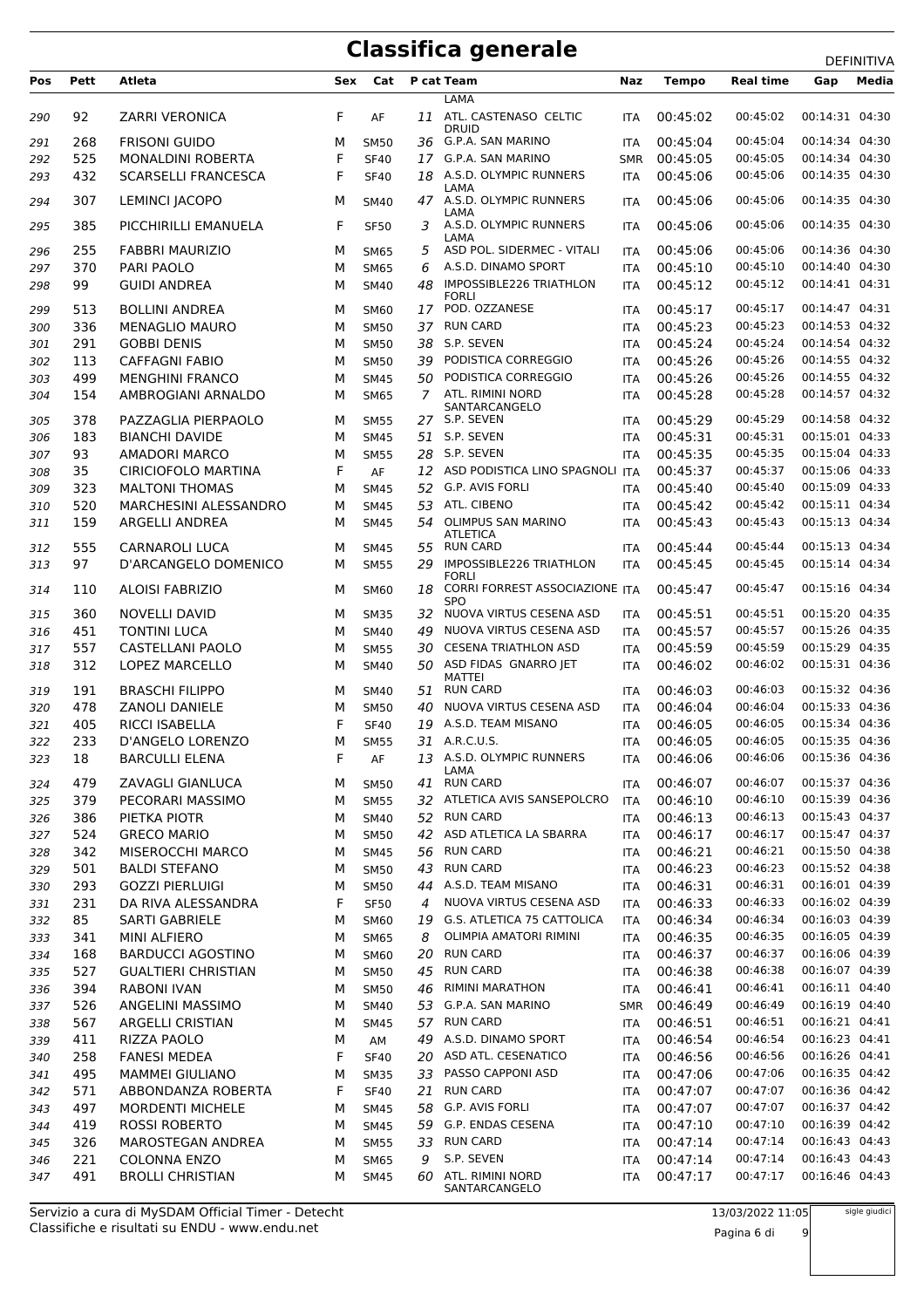# Classifica generale

DEFINITIVA

| Pos | Pett | Atleta | Sex | Cat | P cat | Team | Naz | Tempo | Real time | Gap | Media |
|---|---|---|---|---|---|---|---|---|---|---|---|
| | | | | | | LAMA | | | | | |
| 290 | 92 | ZARRI VERONICA | F | AF | 11 | ATL. CASTENASO CELTIC DRUID | ITA | 00:45:02 | 00:45:02 | 00:14:31 | 04:30 |
| 291 | 268 | FRISONI GUIDO | M | SM50 | 36 | G.P.A. SAN MARINO | ITA | 00:45:04 | 00:45:04 | 00:14:34 | 04:30 |
| 292 | 525 | MONALDINI ROBERTA | F | SF40 | 17 | G.P.A. SAN MARINO | SMR | 00:45:05 | 00:45:05 | 00:14:34 | 04:30 |
| 293 | 432 | SCARSELLI FRANCESCA | F | SF40 | 18 | A.S.D. OLYMPIC RUNNERS LAMA | ITA | 00:45:06 | 00:45:06 | 00:14:35 | 04:30 |
| 294 | 307 | LEMINCI JACOPO | M | SM40 | 47 | A.S.D. OLYMPIC RUNNERS LAMA | ITA | 00:45:06 | 00:45:06 | 00:14:35 | 04:30 |
| 295 | 385 | PICCHIRILLI EMANUELA | F | SF50 | 3 | A.S.D. OLYMPIC RUNNERS LAMA | ITA | 00:45:06 | 00:45:06 | 00:14:35 | 04:30 |
| 296 | 255 | FABBRI MAURIZIO | M | SM65 | 5 | ASD POL. SIDERMEC - VITALI | ITA | 00:45:06 | 00:45:06 | 00:14:36 | 04:30 |
| 297 | 370 | PARI PAOLO | M | SM65 | 6 | A.S.D. DINAMO SPORT | ITA | 00:45:10 | 00:45:10 | 00:14:40 | 04:30 |
| 298 | 99 | GUIDI ANDREA | M | SM40 | 48 | IMPOSSIBLE226 TRIATHLON FORLI | ITA | 00:45:12 | 00:45:12 | 00:14:41 | 04:31 |
| 299 | 513 | BOLLINI ANDREA | M | SM60 | 17 | POD. OZZANESE | ITA | 00:45:17 | 00:45:17 | 00:14:47 | 04:31 |
| 300 | 336 | MENAGLIO MAURO | M | SM50 | 37 | RUN CARD | ITA | 00:45:23 | 00:45:23 | 00:14:53 | 04:32 |
| 301 | 291 | GOBBI DENIS | M | SM50 | 38 | S.P. SEVEN | ITA | 00:45:24 | 00:45:24 | 00:14:54 | 04:32 |
| 302 | 113 | CAFFAGNI FABIO | M | SM50 | 39 | PODISTICA CORREGGIO | ITA | 00:45:26 | 00:45:26 | 00:14:55 | 04:32 |
| 303 | 499 | MENGHINI FRANCO | M | SM45 | 50 | PODISTICA CORREGGIO | ITA | 00:45:26 | 00:45:26 | 00:14:55 | 04:32 |
| 304 | 154 | AMBROGIANI ARNALDO | M | SM65 | 7 | ATL. RIMINI NORD SANTARCANGELO | ITA | 00:45:28 | 00:45:28 | 00:14:57 | 04:32 |
| 305 | 378 | PAZZAGLIA PIERPAOLO | M | SM55 | 27 | S.P. SEVEN | ITA | 00:45:29 | 00:45:29 | 00:14:58 | 04:32 |
| 306 | 183 | BIANCHI DAVIDE | M | SM45 | 51 | S.P. SEVEN | ITA | 00:45:31 | 00:45:31 | 00:15:01 | 04:33 |
| 307 | 93 | AMADORI MARCO | M | SM55 | 28 | S.P. SEVEN | ITA | 00:45:35 | 00:45:35 | 00:15:04 | 04:33 |
| 308 | 35 | CIRICIOFOLO MARTINA | F | AF | 12 | ASD PODISTICA LINO SPAGNOLI | ITA | 00:45:37 | 00:45:37 | 00:15:06 | 04:33 |
| 309 | 323 | MALTONI THOMAS | M | SM45 | 52 | G.P. AVIS FORLI | ITA | 00:45:40 | 00:45:40 | 00:15:09 | 04:33 |
| 310 | 520 | MARCHESINI ALESSANDRO | M | SM45 | 53 | ATL. CIBENO | ITA | 00:45:42 | 00:45:42 | 00:15:11 | 04:34 |
| 311 | 159 | ARGELLI ANDREA | M | SM45 | 54 | OLIMPUS SAN MARINO ATLETICA | ITA | 00:45:43 | 00:45:43 | 00:15:13 | 04:34 |
| 312 | 555 | CARNAROLI LUCA | M | SM45 | 55 | RUN CARD | ITA | 00:45:44 | 00:45:44 | 00:15:13 | 04:34 |
| 313 | 97 | D'ARCANGELO DOMENICO | M | SM55 | 29 | IMPOSSIBLE226 TRIATHLON FORLI | ITA | 00:45:45 | 00:45:45 | 00:15:14 | 04:34 |
| 314 | 110 | ALOISI FABRIZIO | M | SM60 | 18 | CORRI FORREST ASSOCIAZIONE SPO | ITA | 00:45:47 | 00:45:47 | 00:15:16 | 04:34 |
| 315 | 360 | NOVELLI DAVID | M | SM35 | 32 | NUOVA VIRTUS CESENA ASD | ITA | 00:45:51 | 00:45:51 | 00:15:20 | 04:35 |
| 316 | 451 | TONTINI LUCA | M | SM40 | 49 | NUOVA VIRTUS CESENA ASD | ITA | 00:45:57 | 00:45:57 | 00:15:26 | 04:35 |
| 317 | 557 | CASTELLANI PAOLO | M | SM55 | 30 | CESENA TRIATHLON ASD | ITA | 00:45:59 | 00:45:59 | 00:15:29 | 04:35 |
| 318 | 312 | LOPEZ MARCELLO | M | SM40 | 50 | ASD FIDAS GNARRO JET MATTEI | ITA | 00:46:02 | 00:46:02 | 00:15:31 | 04:36 |
| 319 | 191 | BRASCHI FILIPPO | M | SM40 | 51 | RUN CARD | ITA | 00:46:03 | 00:46:03 | 00:15:32 | 04:36 |
| 320 | 478 | ZANOLI DANIELE | M | SM50 | 40 | NUOVA VIRTUS CESENA ASD | ITA | 00:46:04 | 00:46:04 | 00:15:33 | 04:36 |
| 321 | 405 | RICCI ISABELLA | F | SF40 | 19 | A.S.D. TEAM MISANO | ITA | 00:46:05 | 00:46:05 | 00:15:34 | 04:36 |
| 322 | 233 | D'ANGELO LORENZO | M | SM55 | 31 | A.R.C.U.S. | ITA | 00:46:05 | 00:46:05 | 00:15:35 | 04:36 |
| 323 | 18 | BARCULLI ELENA | F | AF | 13 | A.S.D. OLYMPIC RUNNERS LAMA | ITA | 00:46:06 | 00:46:06 | 00:15:36 | 04:36 |
| 324 | 479 | ZAVAGLI GIANLUCA | M | SM50 | 41 | RUN CARD | ITA | 00:46:07 | 00:46:07 | 00:15:37 | 04:36 |
| 325 | 379 | PECORARI MASSIMO | M | SM55 | 32 | ATLETICA AVIS SANSEPOLCRO | ITA | 00:46:10 | 00:46:10 | 00:15:39 | 04:36 |
| 326 | 386 | PIETKA PIOTR | M | SM40 | 52 | RUN CARD | ITA | 00:46:13 | 00:46:13 | 00:15:43 | 04:37 |
| 327 | 524 | GRECO MARIO | M | SM50 | 42 | ASD ATLETICA LA SBARRA | ITA | 00:46:17 | 00:46:17 | 00:15:47 | 04:37 |
| 328 | 342 | MISEROCCHI MARCO | M | SM45 | 56 | RUN CARD | ITA | 00:46:21 | 00:46:21 | 00:15:50 | 04:38 |
| 329 | 501 | BALDI STEFANO | M | SM50 | 43 | RUN CARD | ITA | 00:46:23 | 00:46:23 | 00:15:52 | 04:38 |
| 330 | 293 | GOZZI PIERLUIGI | M | SM50 | 44 | A.S.D. TEAM MISANO | ITA | 00:46:31 | 00:46:31 | 00:16:01 | 04:39 |
| 331 | 231 | DA RIVA ALESSANDRA | F | SF50 | 4 | NUOVA VIRTUS CESENA ASD | ITA | 00:46:33 | 00:46:33 | 00:16:02 | 04:39 |
| 332 | 85 | SARTI GABRIELE | M | SM60 | 19 | G.S. ATLETICA 75 CATTOLICA | ITA | 00:46:34 | 00:46:34 | 00:16:03 | 04:39 |
| 333 | 341 | MINI ALFIERO | M | SM65 | 8 | OLIMPIA AMATORI RIMINI | ITA | 00:46:35 | 00:46:35 | 00:16:05 | 04:39 |
| 334 | 168 | BARDUCCI AGOSTINO | M | SM60 | 20 | RUN CARD | ITA | 00:46:37 | 00:46:37 | 00:16:06 | 04:39 |
| 335 | 527 | GUALTIERI CHRISTIAN | M | SM50 | 45 | RUN CARD | ITA | 00:46:38 | 00:46:38 | 00:16:07 | 04:39 |
| 336 | 394 | RABONI IVAN | M | SM50 | 46 | RIMINI MARATHON | ITA | 00:46:41 | 00:46:41 | 00:16:11 | 04:40 |
| 337 | 526 | ANGELINI MASSIMO | M | SM40 | 53 | G.P.A. SAN MARINO | SMR | 00:46:49 | 00:46:49 | 00:16:19 | 04:40 |
| 338 | 567 | ARGELLI CRISTIAN | M | SM45 | 57 | RUN CARD | ITA | 00:46:51 | 00:46:51 | 00:16:21 | 04:41 |
| 339 | 411 | RIZZA PAOLO | M | AM | 49 | A.S.D. DINAMO SPORT | ITA | 00:46:54 | 00:46:54 | 00:16:23 | 04:41 |
| 340 | 258 | FANESI MEDEA | F | SF40 | 20 | ASD ATL. CESENATICO | ITA | 00:46:56 | 00:46:56 | 00:16:26 | 04:41 |
| 341 | 495 | MAMMEI GIULIANO | M | SM35 | 33 | PASSO CAPPONI ASD | ITA | 00:47:06 | 00:47:06 | 00:16:35 | 04:42 |
| 342 | 571 | ABBONDANZA ROBERTA | F | SF40 | 21 | RUN CARD | ITA | 00:47:07 | 00:47:07 | 00:16:36 | 04:42 |
| 343 | 497 | MORDENTI MICHELE | M | SM45 | 58 | G.P. AVIS FORLI | ITA | 00:47:07 | 00:47:07 | 00:16:37 | 04:42 |
| 344 | 419 | ROSSI ROBERTO | M | SM45 | 59 | G.P. ENDAS CESENA | ITA | 00:47:10 | 00:47:10 | 00:16:39 | 04:42 |
| 345 | 326 | MAROSTEGAN ANDREA | M | SM55 | 33 | RUN CARD | ITA | 00:47:14 | 00:47:14 | 00:16:43 | 04:43 |
| 346 | 221 | COLONNA ENZO | M | SM65 | 9 | S.P. SEVEN | ITA | 00:47:14 | 00:47:14 | 00:16:43 | 04:43 |
| 347 | 491 | BROLLI CHRISTIAN | M | SM45 | 60 | ATL. RIMINI NORD SANTARCANGELO | ITA | 00:47:17 | 00:47:17 | 00:16:46 | 04:43 |

Servizio a cura di MySDAM Official Timer - Detecht
Classifiche e risultati su ENDU - www.endu.net

13/03/2022 11:05

sigle giudici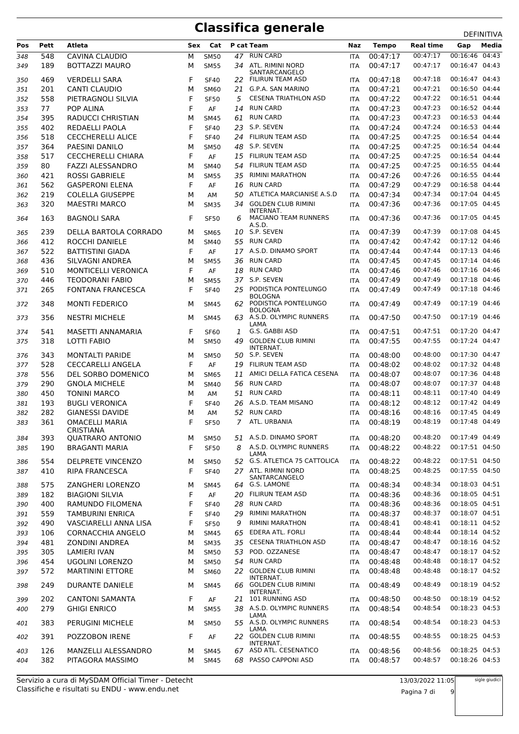# Classifica generale

DEFINITIVA

| Pos | Pett | Atleta | Sex | Cat | P cat | Team | Naz | Tempo | Real time | Gap | Media |
|---|---|---|---|---|---|---|---|---|---|---|---|
| 348 | 548 | CAVINA CLAUDIO | M | SM50 | 47 | RUN CARD | ITA | 00:47:17 | 00:47:17 | 00:16:46 | 04:43 |
| 349 | 189 | BOTTAZZI MAURO | M | SM55 | 34 | ATL. RIMINI NORD SANTARCANGELO | ITA | 00:47:17 | 00:47:17 | 00:16:47 | 04:43 |
| 350 | 469 | VERDELLI SARA | F | SF40 | 22 | FILIRUN TEAM ASD | ITA | 00:47:18 | 00:47:18 | 00:16:47 | 04:43 |
| 351 | 201 | CANTI CLAUDIO | M | SM60 | 21 | G.P.A. SAN MARINO | ITA | 00:47:21 | 00:47:21 | 00:16:50 | 04:44 |
| 352 | 558 | PIETRAGNOLI SILVIA | F | SF50 | 5 | CESENA TRIATHLON ASD | ITA | 00:47:22 | 00:47:22 | 00:16:51 | 04:44 |
| 353 | 77 | POP ALINA | F | AF | 14 | RUN CARD | ITA | 00:47:23 | 00:47:23 | 00:16:52 | 04:44 |
| 354 | 395 | RADUCCI CHRISTIAN | M | SM45 | 61 | RUN CARD | ITA | 00:47:23 | 00:47:23 | 00:16:53 | 04:44 |
| 355 | 402 | REDAELLI PAOLA | F | SF40 | 23 | S.P. SEVEN | ITA | 00:47:24 | 00:47:24 | 00:16:53 | 04:44 |
| 356 | 518 | CECCHERELLI ALICE | F | SF40 | 24 | FILIRUN TEAM ASD | ITA | 00:47:25 | 00:47:25 | 00:16:54 | 04:44 |
| 357 | 364 | PAESINI DANILO | M | SM50 | 48 | S.P. SEVEN | ITA | 00:47:25 | 00:47:25 | 00:16:54 | 04:44 |
| 358 | 517 | CECCHERELLI CHIARA | F | AF | 15 | FILIRUN TEAM ASD | ITA | 00:47:25 | 00:47:25 | 00:16:54 | 04:44 |
| 359 | 80 | FAZZI ALESSANDRO | M | SM40 | 54 | FILIRUN TEAM ASD | ITA | 00:47:25 | 00:47:25 | 00:16:55 | 04:44 |
| 360 | 421 | ROSSI GABRIELE | M | SM55 | 35 | RIMINI MARATHON | ITA | 00:47:26 | 00:47:26 | 00:16:55 | 04:44 |
| 361 | 562 | GASPERONI ELENA | F | AF | 16 | RUN CARD | ITA | 00:47:29 | 00:47:29 | 00:16:58 | 04:44 |
| 362 | 219 | COLELLA GIUSEPPE | M | AM | 50 | ATLETICA MARCIANISE A.S.D | ITA | 00:47:34 | 00:47:34 | 00:17:04 | 04:45 |
| 363 | 320 | MAESTRI MARCO | M | SM35 | 34 | GOLDEN CLUB RIMINI INTERNAT. | ITA | 00:47:36 | 00:47:36 | 00:17:05 | 04:45 |
| 364 | 163 | BAGNOLI SARA | F | SF50 | 6 | MACIANO TEAM RUNNERS A.S.D. | ITA | 00:47:36 | 00:47:36 | 00:17:05 | 04:45 |
| 365 | 239 | DELLA BARTOLA CORRADO | M | SM65 | 10 | S.P. SEVEN | ITA | 00:47:39 | 00:47:39 | 00:17:08 | 04:45 |
| 366 | 412 | ROCCHI DANIELE | M | SM40 | 55 | RUN CARD | ITA | 00:47:42 | 00:47:42 | 00:17:12 | 04:46 |
| 367 | 522 | BATTISTINI GIADA | F | AF | 17 | A.S.D. DINAMO SPORT | ITA | 00:47:44 | 00:47:44 | 00:17:13 | 04:46 |
| 368 | 436 | SILVAGNI ANDREA | M | SM55 | 36 | RUN CARD | ITA | 00:47:45 | 00:47:45 | 00:17:14 | 04:46 |
| 369 | 510 | MONTICELLI VERONICA | F | AF | 18 | RUN CARD | ITA | 00:47:46 | 00:47:46 | 00:17:16 | 04:46 |
| 370 | 446 | TEODORANI FABIO | M | SM55 | 37 | S.P. SEVEN | ITA | 00:47:49 | 00:47:49 | 00:17:18 | 04:46 |
| 371 | 265 | FONTANA FRANCESCA | F | SF40 | 25 | PODISTICA PONTELUNGO BOLOGNA | ITA | 00:47:49 | 00:47:49 | 00:17:18 | 04:46 |
| 372 | 348 | MONTI FEDERICO | M | SM45 | 62 | PODISTICA PONTELUNGO BOLOGNA | ITA | 00:47:49 | 00:47:49 | 00:17:19 | 04:46 |
| 373 | 356 | NESTRI MICHELE | M | SM45 | 63 | A.S.D. OLYMPIC RUNNERS LAMA | ITA | 00:47:50 | 00:47:50 | 00:17:19 | 04:46 |
| 374 | 541 | MASETTI ANNAMARIA | F | SF60 | 1 | G.S. GABBI ASD | ITA | 00:47:51 | 00:47:51 | 00:17:20 | 04:47 |
| 375 | 318 | LOTTI FABIO | M | SM50 | 49 | GOLDEN CLUB RIMINI INTERNAT. | ITA | 00:47:55 | 00:47:55 | 00:17:24 | 04:47 |
| 376 | 343 | MONTALTI PARIDE | M | SM50 | 50 | S.P. SEVEN | ITA | 00:48:00 | 00:48:00 | 00:17:30 | 04:47 |
| 377 | 528 | CECCARELLI ANGELA | F | AF | 19 | FILIRUN TEAM ASD | ITA | 00:48:02 | 00:48:02 | 00:17:32 | 04:48 |
| 378 | 556 | DEL SORBO DOMENICO | M | SM65 | 11 | AMICI DELLA FATICA CESENA | ITA | 00:48:07 | 00:48:07 | 00:17:36 | 04:48 |
| 379 | 290 | GNOLA MICHELE | M | SM40 | 56 | RUN CARD | ITA | 00:48:07 | 00:48:07 | 00:17:37 | 04:48 |
| 380 | 450 | TONINI MARCO | M | AM | 51 | RUN CARD | ITA | 00:48:11 | 00:48:11 | 00:17:40 | 04:49 |
| 381 | 193 | BUGLI VERONICA | F | SF40 | 26 | A.S.D. TEAM MISANO | ITA | 00:48:12 | 00:48:12 | 00:17:42 | 04:49 |
| 382 | 282 | GIANESSI DAVIDE | M | AM | 52 | RUN CARD | ITA | 00:48:16 | 00:48:16 | 00:17:45 | 04:49 |
| 383 | 361 | OMACELLI MARIA CRISTIANA | F | SF50 | 7 | ATL. URBANIA | ITA | 00:48:19 | 00:48:19 | 00:17:48 | 04:49 |
| 384 | 393 | QUATRARO ANTONIO | M | SM50 | 51 | A.S.D. DINAMO SPORT | ITA | 00:48:20 | 00:48:20 | 00:17:49 | 04:49 |
| 385 | 190 | BRAGANTI MARIA | F | SF50 | 8 | A.S.D. OLYMPIC RUNNERS LAMA | ITA | 00:48:22 | 00:48:22 | 00:17:51 | 04:50 |
| 386 | 554 | DELPRETE VINCENZO | M | SM50 | 52 | G.S. ATLETICA 75 CATTOLICA | ITA | 00:48:22 | 00:48:22 | 00:17:51 | 04:50 |
| 387 | 410 | RIPA FRANCESCA | F | SF40 | 27 | ATL. RIMINI NORD SANTARCANGELO | ITA | 00:48:25 | 00:48:25 | 00:17:55 | 04:50 |
| 388 | 575 | ZANGHERI LORENZO | M | SM45 | 64 | G.S. LAMONE | ITA | 00:48:34 | 00:48:34 | 00:18:03 | 04:51 |
| 389 | 182 | BIAGIONI SILVIA | F | AF | 20 | FILIRUN TEAM ASD | ITA | 00:48:36 | 00:48:36 | 00:18:05 | 04:51 |
| 390 | 400 | RAMUNDO FILOMENA | F | SF40 | 28 | RUN CARD | ITA | 00:48:36 | 00:48:36 | 00:18:05 | 04:51 |
| 391 | 559 | TAMBURINI ENRICA | F | SF40 | 29 | RIMINI MARATHON | ITA | 00:48:37 | 00:48:37 | 00:18:07 | 04:51 |
| 392 | 490 | VASCIARELLI ANNA LISA | F | SF50 | 9 | RIMINI MARATHON | ITA | 00:48:41 | 00:48:41 | 00:18:11 | 04:52 |
| 393 | 106 | CORNACCHIA ANGELO | M | SM45 | 65 | EDERA ATL. FORLI | ITA | 00:48:44 | 00:48:44 | 00:18:14 | 04:52 |
| 394 | 481 | ZONDINI ANDREA | M | SM35 | 35 | CESENA TRIATHLON ASD | ITA | 00:48:47 | 00:48:47 | 00:18:16 | 04:52 |
| 395 | 305 | LAMIERI IVAN | M | SM50 | 53 | POD. OZZANESE | ITA | 00:48:47 | 00:48:47 | 00:18:17 | 04:52 |
| 396 | 454 | UGOLINI LORENZO | M | SM50 | 54 | RUN CARD | ITA | 00:48:48 | 00:48:48 | 00:18:17 | 04:52 |
| 397 | 572 | MARTININI ETTORE | M | SM60 | 22 | GOLDEN CLUB RIMINI INTERNAT. | ITA | 00:48:48 | 00:48:48 | 00:18:17 | 04:52 |
| 398 | 249 | DURANTE DANIELE | M | SM45 | 66 | GOLDEN CLUB RIMINI INTERNAT. | ITA | 00:48:49 | 00:48:49 | 00:18:19 | 04:52 |
| 399 | 202 | CANTONI SAMANTA | F | AF | 21 | 101 RUNNING ASD | ITA | 00:48:50 | 00:48:50 | 00:18:19 | 04:52 |
| 400 | 279 | GHIGI ENRICO | M | SM55 | 38 | A.S.D. OLYMPIC RUNNERS LAMA | ITA | 00:48:54 | 00:48:54 | 00:18:23 | 04:53 |
| 401 | 383 | PERUGINI MICHELE | M | SM50 | 55 | A.S.D. OLYMPIC RUNNERS LAMA | ITA | 00:48:54 | 00:48:54 | 00:18:23 | 04:53 |
| 402 | 391 | POZZOBON IRENE | F | AF | 22 | GOLDEN CLUB RIMINI INTERNAT. | ITA | 00:48:55 | 00:48:55 | 00:18:25 | 04:53 |
| 403 | 126 | MANZELLI ALESSANDRO | M | SM45 | 67 | ASD ATL. CESENATICO | ITA | 00:48:56 | 00:48:56 | 00:18:25 | 04:53 |
| 404 | 382 | PITAGORA MASSIMO | M | SM45 | 68 | PASSO CAPPONI ASD | ITA | 00:48:57 | 00:48:57 | 00:18:26 | 04:53 |

Servizio a cura di MySDAM Official Timer - Detecht
Classifiche e risultati su ENDU - www.endu.net

13/03/2022 11:05

sigle giudici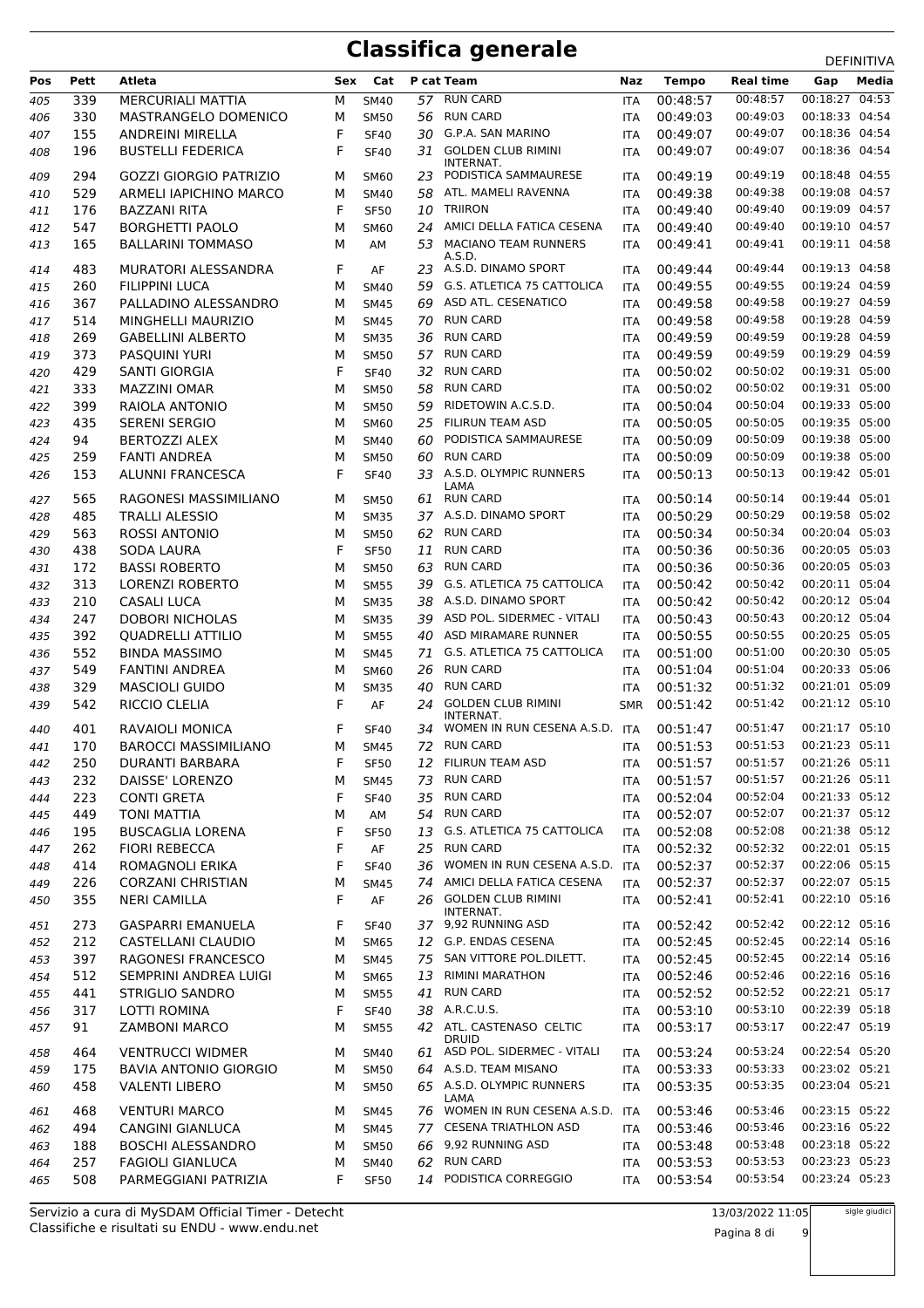# Classifica generale

DEFINITIVA

| Pos | Pett | Atleta | Sex | Cat | P cat | Team | Naz | Tempo | Real time | Gap | Media |
|---|---|---|---|---|---|---|---|---|---|---|---|
| 405 | 339 | MERCURIALI MATTIA | M | SM40 | 57 | RUN CARD | ITA | 00:48:57 | 00:48:57 | 00:18:27 | 04:53 |
| 406 | 330 | MASTRANGELO DOMENICO | M | SM50 | 56 | RUN CARD | ITA | 00:49:03 | 00:49:03 | 00:18:33 | 04:54 |
| 407 | 155 | ANDREINI MIRELLA | F | SF40 | 30 | G.P.A. SAN MARINO | ITA | 00:49:07 | 00:49:07 | 00:18:36 | 04:54 |
| 408 | 196 | BUSTELLI FEDERICA | F | SF40 | 31 | GOLDEN CLUB RIMINI INTERNAT. | ITA | 00:49:07 | 00:49:07 | 00:18:36 | 04:54 |
| 409 | 294 | GOZZI GIORGIO PATRIZIO | M | SM60 | 23 | PODISTICA SAMMAURESE | ITA | 00:49:19 | 00:49:19 | 00:18:48 | 04:55 |
| 410 | 529 | ARMELI IAPICHINO MARCO | M | SM40 | 58 | ATL. MAMELI RAVENNA | ITA | 00:49:38 | 00:49:38 | 00:19:08 | 04:57 |
| 411 | 176 | BAZZANI RITA | F | SF50 | 10 | TRIIRON | ITA | 00:49:40 | 00:49:40 | 00:19:09 | 04:57 |
| 412 | 547 | BORGHETTI PAOLO | M | SM60 | 24 | AMICI DELLA FATICA CESENA | ITA | 00:49:40 | 00:49:40 | 00:19:10 | 04:57 |
| 413 | 165 | BALLARINI TOMMASO | M | AM | 53 | MACIANO TEAM RUNNERS A.S.D. | ITA | 00:49:41 | 00:49:41 | 00:19:11 | 04:58 |
| 414 | 483 | MURATORI ALESSANDRA | F | AF | 23 | A.S.D. DINAMO SPORT | ITA | 00:49:44 | 00:49:44 | 00:19:13 | 04:58 |
| 415 | 260 | FILIPPINI LUCA | M | SM40 | 59 | G.S. ATLETICA 75 CATTOLICA | ITA | 00:49:55 | 00:49:55 | 00:19:24 | 04:59 |
| 416 | 367 | PALLADINO ALESSANDRO | M | SM45 | 69 | ASD ATL. CESENATICO | ITA | 00:49:58 | 00:49:58 | 00:19:27 | 04:59 |
| 417 | 514 | MINGHELLI MAURIZIO | M | SM45 | 70 | RUN CARD | ITA | 00:49:58 | 00:49:58 | 00:19:28 | 04:59 |
| 418 | 269 | GABELLINI ALBERTO | M | SM35 | 36 | RUN CARD | ITA | 00:49:59 | 00:49:59 | 00:19:28 | 04:59 |
| 419 | 373 | PASQUINI YURI | M | SM50 | 57 | RUN CARD | ITA | 00:49:59 | 00:49:59 | 00:19:29 | 04:59 |
| 420 | 429 | SANTI GIORGIA | F | SF40 | 32 | RUN CARD | ITA | 00:50:02 | 00:50:02 | 00:19:31 | 05:00 |
| 421 | 333 | MAZZINI OMAR | M | SM50 | 58 | RUN CARD | ITA | 00:50:02 | 00:50:02 | 00:19:31 | 05:00 |
| 422 | 399 | RAIOLA ANTONIO | M | SM50 | 59 | RIDETOWIN A.C.S.D. | ITA | 00:50:04 | 00:50:04 | 00:19:33 | 05:00 |
| 423 | 435 | SERENI SERGIO | M | SM60 | 25 | FILIRUN TEAM ASD | ITA | 00:50:05 | 00:50:05 | 00:19:35 | 05:00 |
| 424 | 94 | BERTOZZI ALEX | M | SM40 | 60 | PODISTICA SAMMAURESE | ITA | 00:50:09 | 00:50:09 | 00:19:38 | 05:00 |
| 425 | 259 | FANTI ANDREA | M | SM50 | 60 | RUN CARD | ITA | 00:50:09 | 00:50:09 | 00:19:38 | 05:00 |
| 426 | 153 | ALUNNI FRANCESCA | F | SF40 | 33 | A.S.D. OLYMPIC RUNNERS LAMA | ITA | 00:50:13 | 00:50:13 | 00:19:42 | 05:01 |
| 427 | 565 | RAGONESI MASSIMILIANO | M | SM50 | 61 | RUN CARD | ITA | 00:50:14 | 00:50:14 | 00:19:44 | 05:01 |
| 428 | 485 | TRALLI ALESSIO | M | SM35 | 37 | A.S.D. DINAMO SPORT | ITA | 00:50:29 | 00:50:29 | 00:19:58 | 05:02 |
| 429 | 563 | ROSSI ANTONIO | M | SM50 | 62 | RUN CARD | ITA | 00:50:34 | 00:50:34 | 00:20:04 | 05:03 |
| 430 | 438 | SODA LAURA | F | SF50 | 11 | RUN CARD | ITA | 00:50:36 | 00:50:36 | 00:20:05 | 05:03 |
| 431 | 172 | BASSI ROBERTO | M | SM50 | 63 | RUN CARD | ITA | 00:50:36 | 00:50:36 | 00:20:05 | 05:03 |
| 432 | 313 | LORENZI ROBERTO | M | SM55 | 39 | G.S. ATLETICA 75 CATTOLICA | ITA | 00:50:42 | 00:50:42 | 00:20:11 | 05:04 |
| 433 | 210 | CASALI LUCA | M | SM35 | 38 | A.S.D. DINAMO SPORT | ITA | 00:50:42 | 00:50:42 | 00:20:12 | 05:04 |
| 434 | 247 | DOBORI NICHOLAS | M | SM35 | 39 | ASD POL. SIDERMEC - VITALI | ITA | 00:50:43 | 00:50:43 | 00:20:12 | 05:04 |
| 435 | 392 | QUADRELLI ATTILIO | M | SM55 | 40 | ASD MIRAMARE RUNNER | ITA | 00:50:55 | 00:50:55 | 00:20:25 | 05:05 |
| 436 | 552 | BINDA MASSIMO | M | SM45 | 71 | G.S. ATLETICA 75 CATTOLICA | ITA | 00:51:00 | 00:51:00 | 00:20:30 | 05:05 |
| 437 | 549 | FANTINI ANDREA | M | SM60 | 26 | RUN CARD | ITA | 00:51:04 | 00:51:04 | 00:20:33 | 05:06 |
| 438 | 329 | MASCIOLI GUIDO | M | SM35 | 40 | RUN CARD | ITA | 00:51:32 | 00:51:32 | 00:21:01 | 05:09 |
| 439 | 542 | RICCIO CLELIA | F | AF | 24 | GOLDEN CLUB RIMINI INTERNAT. | SMR | 00:51:42 | 00:51:42 | 00:21:12 | 05:10 |
| 440 | 401 | RAVAIOLI MONICA | F | SF40 | 34 | WOMEN IN RUN CESENA A.S.D. | ITA | 00:51:47 | 00:51:47 | 00:21:17 | 05:10 |
| 441 | 170 | BAROCCI MASSIMILIANO | M | SM45 | 72 | RUN CARD | ITA | 00:51:53 | 00:51:53 | 00:21:23 | 05:11 |
| 442 | 250 | DURANTI BARBARA | F | SF50 | 12 | FILIRUN TEAM ASD | ITA | 00:51:57 | 00:51:57 | 00:21:26 | 05:11 |
| 443 | 232 | DAISSE' LORENZO | M | SM45 | 73 | RUN CARD | ITA | 00:51:57 | 00:51:57 | 00:21:26 | 05:11 |
| 444 | 223 | CONTI GRETA | F | SF40 | 35 | RUN CARD | ITA | 00:52:04 | 00:52:04 | 00:21:33 | 05:12 |
| 445 | 449 | TONI MATTIA | M | AM | 54 | RUN CARD | ITA | 00:52:07 | 00:52:07 | 00:21:37 | 05:12 |
| 446 | 195 | BUSCAGLIA LORENA | F | SF50 | 13 | G.S. ATLETICA 75 CATTOLICA | ITA | 00:52:08 | 00:52:08 | 00:21:38 | 05:12 |
| 447 | 262 | FIORI REBECCA | F | AF | 25 | RUN CARD | ITA | 00:52:32 | 00:52:32 | 00:22:01 | 05:15 |
| 448 | 414 | ROMAGNOLI ERIKA | F | SF40 | 36 | WOMEN IN RUN CESENA A.S.D. | ITA | 00:52:37 | 00:52:37 | 00:22:06 | 05:15 |
| 449 | 226 | CORZANI CHRISTIAN | M | SM45 | 74 | AMICI DELLA FATICA CESENA | ITA | 00:52:37 | 00:52:37 | 00:22:07 | 05:15 |
| 450 | 355 | NERI CAMILLA | F | AF | 26 | GOLDEN CLUB RIMINI INTERNAT. | ITA | 00:52:41 | 00:52:41 | 00:22:10 | 05:16 |
| 451 | 273 | GASPARRI EMANUELA | F | SF40 | 37 | 9,92 RUNNING ASD | ITA | 00:52:42 | 00:52:42 | 00:22:12 | 05:16 |
| 452 | 212 | CASTELLANI CLAUDIO | M | SM65 | 12 | G.P. ENDAS CESENA | ITA | 00:52:45 | 00:52:45 | 00:22:14 | 05:16 |
| 453 | 397 | RAGONESI FRANCESCO | M | SM45 | 75 | SAN VITTORE POL.DILETT. | ITA | 00:52:45 | 00:52:45 | 00:22:14 | 05:16 |
| 454 | 512 | SEMPRINI ANDREA LUIGI | M | SM65 | 13 | RIMINI MARATHON | ITA | 00:52:46 | 00:52:46 | 00:22:16 | 05:16 |
| 455 | 441 | STRIGLIO SANDRO | M | SM55 | 41 | RUN CARD | ITA | 00:52:52 | 00:52:52 | 00:22:21 | 05:17 |
| 456 | 317 | LOTTI ROMINA | F | SF40 | 38 | A.R.C.U.S. | ITA | 00:53:10 | 00:53:10 | 00:22:39 | 05:18 |
| 457 | 91 | ZAMBONI MARCO | M | SM55 | 42 | ATL. CASTENASO CELTIC DRUID | ITA | 00:53:17 | 00:53:17 | 00:22:47 | 05:19 |
| 458 | 464 | VENTRUCCI WIDMER | M | SM40 | 61 | ASD POL. SIDERMEC - VITALI | ITA | 00:53:24 | 00:53:24 | 00:22:54 | 05:20 |
| 459 | 175 | BAVIA ANTONIO GIORGIO | M | SM50 | 64 | A.S.D. TEAM MISANO | ITA | 00:53:33 | 00:53:33 | 00:23:02 | 05:21 |
| 460 | 458 | VALENTI LIBERO | M | SM50 | 65 | A.S.D. OLYMPIC RUNNERS LAMA | ITA | 00:53:35 | 00:53:35 | 00:23:04 | 05:21 |
| 461 | 468 | VENTURI MARCO | M | SM45 | 76 | WOMEN IN RUN CESENA A.S.D. | ITA | 00:53:46 | 00:53:46 | 00:23:15 | 05:22 |
| 462 | 494 | CANGINI GIANLUCA | M | SM45 | 77 | CESENA TRIATHLON ASD | ITA | 00:53:46 | 00:53:46 | 00:23:16 | 05:22 |
| 463 | 188 | BOSCHI ALESSANDRO | M | SM50 | 66 | 9,92 RUNNING ASD | ITA | 00:53:48 | 00:53:48 | 00:23:18 | 05:22 |
| 464 | 257 | FAGIOLI GIANLUCA | M | SM40 | 62 | RUN CARD | ITA | 00:53:53 | 00:53:53 | 00:23:23 | 05:23 |
| 465 | 508 | PARMEGGIANI PATRIZIA | F | SF50 | 14 | PODISTICA CORREGGIO | ITA | 00:53:54 | 00:53:54 | 00:23:24 | 05:23 |

Servizio a cura di MySDAM Official Timer - Detecht
Classifiche e risultati su ENDU - www.endu.net

13/03/2022 11:05

sigle giudici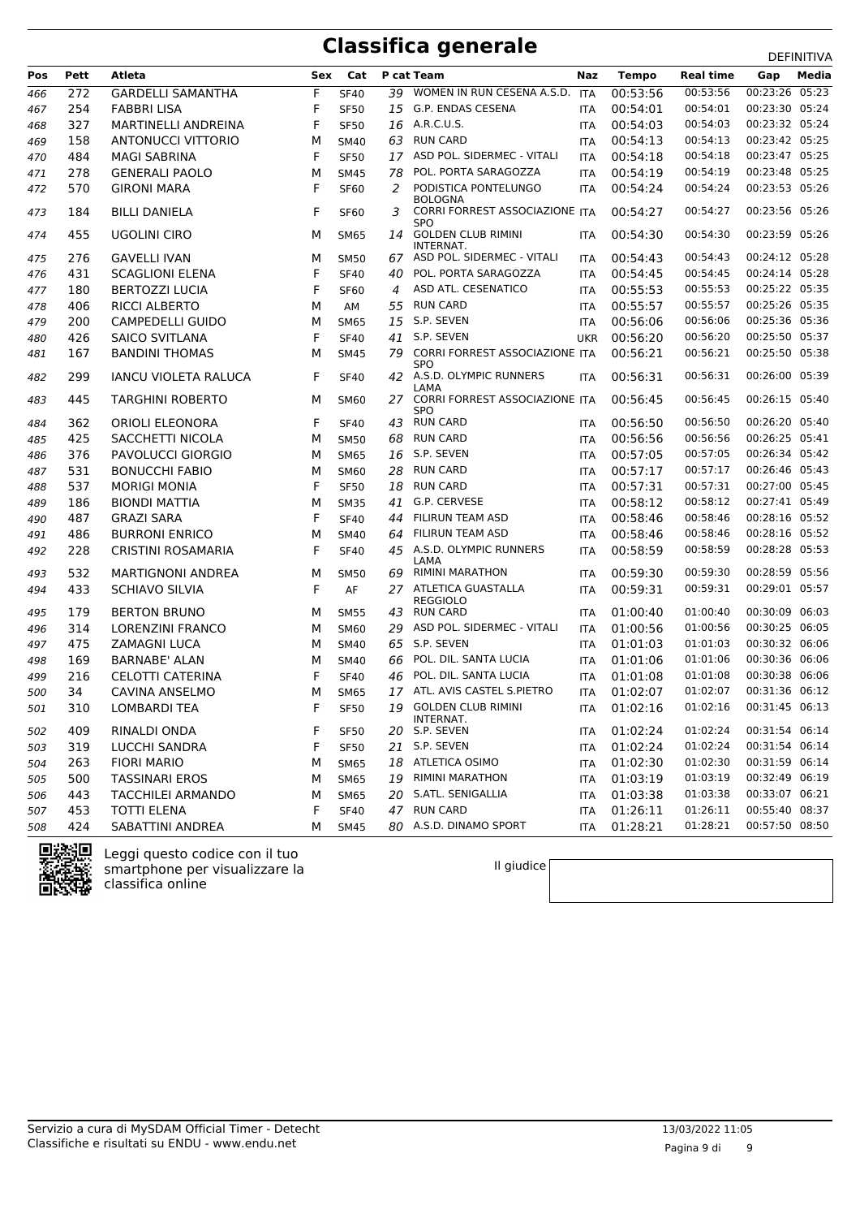# Classifica generale

DEFINITIVA

| Pos | Pett | Atleta | Sex | Cat | P cat | Team | Naz | Tempo | Real time | Gap | Media |
|---|---|---|---|---|---|---|---|---|---|---|---|
| 466 | 272 | GARDELLI SAMANTHA | F | SF40 | 39 | WOMEN IN RUN CESENA A.S.D. | ITA | 00:53:56 | 00:53:56 | 00:23:26 | 05:23 |
| 467 | 254 | FABBRI LISA | F | SF50 | 15 | G.P. ENDAS CESENA | ITA | 00:54:01 | 00:54:01 | 00:23:30 | 05:24 |
| 468 | 327 | MARTINELLI ANDREINA | F | SF50 | 16 | A.R.C.U.S. | ITA | 00:54:03 | 00:54:03 | 00:23:32 | 05:24 |
| 469 | 158 | ANTONUCCI VITTORIO | M | SM40 | 63 | RUN CARD | ITA | 00:54:13 | 00:54:13 | 00:23:42 | 05:25 |
| 470 | 484 | MAGI SABRINA | F | SF50 | 17 | ASD POL. SIDERMEC - VITALI | ITA | 00:54:18 | 00:54:18 | 00:23:47 | 05:25 |
| 471 | 278 | GENERALI PAOLO | M | SM45 | 78 | POL. PORTA SARAGOZZA | ITA | 00:54:19 | 00:54:19 | 00:23:48 | 05:25 |
| 472 | 570 | GIRONI MARA | F | SF60 | 2 | PODISTICA PONTELUNGO BOLOGNA | ITA | 00:54:24 | 00:54:24 | 00:23:53 | 05:26 |
| 473 | 184 | BILLI DANIELA | F | SF60 | 3 | CORRI FORREST ASSOCIAZIONE SPO | ITA | 00:54:27 | 00:54:27 | 00:23:56 | 05:26 |
| 474 | 455 | UGOLINI CIRO | M | SM65 | 14 | GOLDEN CLUB RIMINI INTERNAT. | ITA | 00:54:30 | 00:54:30 | 00:23:59 | 05:26 |
| 475 | 276 | GAVELLI IVAN | M | SM50 | 67 | ASD POL. SIDERMEC - VITALI | ITA | 00:54:43 | 00:54:43 | 00:24:12 | 05:28 |
| 476 | 431 | SCAGLIONI ELENA | F | SF40 | 40 | POL. PORTA SARAGOZZA | ITA | 00:54:45 | 00:54:45 | 00:24:14 | 05:28 |
| 477 | 180 | BERTOZZI LUCIA | F | SF60 | 4 | ASD ATL. CESENATICO | ITA | 00:55:53 | 00:55:53 | 00:25:22 | 05:35 |
| 478 | 406 | RICCI ALBERTO | M | AM | 55 | RUN CARD | ITA | 00:55:57 | 00:55:57 | 00:25:26 | 05:35 |
| 479 | 200 | CAMPEDELLI GUIDO | M | SM65 | 15 | S.P. SEVEN | ITA | 00:56:06 | 00:56:06 | 00:25:36 | 05:36 |
| 480 | 426 | SAICO SVITLANA | F | SF40 | 41 | S.P. SEVEN | UKR | 00:56:20 | 00:56:20 | 00:25:50 | 05:37 |
| 481 | 167 | BANDINI THOMAS | M | SM45 | 79 | CORRI FORREST ASSOCIAZIONE SPO | ITA | 00:56:21 | 00:56:21 | 00:25:50 | 05:38 |
| 482 | 299 | IANCU VIOLETA RALUCA | F | SF40 | 42 | A.S.D. OLYMPIC RUNNERS LAMA | ITA | 00:56:31 | 00:56:31 | 00:26:00 | 05:39 |
| 483 | 445 | TARGHINI ROBERTO | M | SM60 | 27 | CORRI FORREST ASSOCIAZIONE SPO | ITA | 00:56:45 | 00:56:45 | 00:26:15 | 05:40 |
| 484 | 362 | ORIOLI ELEONORA | F | SF40 | 43 | RUN CARD | ITA | 00:56:50 | 00:56:50 | 00:26:20 | 05:40 |
| 485 | 425 | SACCHETTI NICOLA | M | SM50 | 68 | RUN CARD | ITA | 00:56:56 | 00:56:56 | 00:26:25 | 05:41 |
| 486 | 376 | PAVOLUCCI GIORGIO | M | SM65 | 16 | S.P. SEVEN | ITA | 00:57:05 | 00:57:05 | 00:26:34 | 05:42 |
| 487 | 531 | BONUCCHI FABIO | M | SM60 | 28 | RUN CARD | ITA | 00:57:17 | 00:57:17 | 00:26:46 | 05:43 |
| 488 | 537 | MORIGI MONIA | F | SF50 | 18 | RUN CARD | ITA | 00:57:31 | 00:57:31 | 00:27:00 | 05:45 |
| 489 | 186 | BIONDI MATTIA | M | SM35 | 41 | G.P. CERVESE | ITA | 00:58:12 | 00:58:12 | 00:27:41 | 05:49 |
| 490 | 487 | GRAZI SARA | F | SF40 | 44 | FILIRUN TEAM ASD | ITA | 00:58:46 | 00:58:46 | 00:28:16 | 05:52 |
| 491 | 486 | BURRONI ENRICO | M | SM40 | 64 | FILIRUN TEAM ASD | ITA | 00:58:46 | 00:58:46 | 00:28:16 | 05:52 |
| 492 | 228 | CRISTINI ROSAMARIA | F | SF40 | 45 | A.S.D. OLYMPIC RUNNERS LAMA | ITA | 00:58:59 | 00:58:59 | 00:28:28 | 05:53 |
| 493 | 532 | MARTIGNONI ANDREA | M | SM50 | 69 | RIMINI MARATHON | ITA | 00:59:30 | 00:59:30 | 00:28:59 | 05:56 |
| 494 | 433 | SCHIAVO SILVIA | F | AF | 27 | ATLETICA GUASTALLA REGGIOLO | ITA | 00:59:31 | 00:59:31 | 00:29:01 | 05:57 |
| 495 | 179 | BERTON BRUNO | M | SM55 | 43 | RUN CARD | ITA | 01:00:40 | 01:00:40 | 00:30:09 | 06:03 |
| 496 | 314 | LORENZINI FRANCO | M | SM60 | 29 | ASD POL. SIDERMEC - VITALI | ITA | 01:00:56 | 01:00:56 | 00:30:25 | 06:05 |
| 497 | 475 | ZAMAGNI LUCA | M | SM40 | 65 | S.P. SEVEN | ITA | 01:01:03 | 01:01:03 | 00:30:32 | 06:06 |
| 498 | 169 | BARNABE' ALAN | M | SM40 | 66 | POL. DIL. SANTA LUCIA | ITA | 01:01:06 | 01:01:06 | 00:30:36 | 06:06 |
| 499 | 216 | CELOTTI CATERINA | F | SF40 | 46 | POL. DIL. SANTA LUCIA | ITA | 01:01:08 | 01:01:08 | 00:30:38 | 06:06 |
| 500 | 34 | CAVINA ANSELMO | M | SM65 | 17 | ATL. AVIS CASTEL S.PIETRO | ITA | 01:02:07 | 01:02:07 | 00:31:36 | 06:12 |
| 501 | 310 | LOMBARDI TEA | F | SF50 | 19 | GOLDEN CLUB RIMINI INTERNAT. | ITA | 01:02:16 | 01:02:16 | 00:31:45 | 06:13 |
| 502 | 409 | RINALDI ONDA | F | SF50 | 20 | S.P. SEVEN | ITA | 01:02:24 | 01:02:24 | 00:31:54 | 06:14 |
| 503 | 319 | LUCCHI SANDRA | F | SF50 | 21 | S.P. SEVEN | ITA | 01:02:24 | 01:02:24 | 00:31:54 | 06:14 |
| 504 | 263 | FIORI MARIO | M | SM65 | 18 | ATLETICA OSIMO | ITA | 01:02:30 | 01:02:30 | 00:31:59 | 06:14 |
| 505 | 500 | TASSINARI EROS | M | SM65 | 19 | RIMINI MARATHON | ITA | 01:03:19 | 01:03:19 | 00:32:49 | 06:19 |
| 506 | 443 | TACCHILEI ARMANDO | M | SM65 | 20 | S.ATL. SENIGALLIA | ITA | 01:03:38 | 01:03:38 | 00:33:07 | 06:21 |
| 507 | 453 | TOTTI ELENA | F | SF40 | 47 | RUN CARD | ITA | 01:26:11 | 01:26:11 | 00:55:40 | 08:37 |
| 508 | 424 | SABATTINI ANDREA | M | SM45 | 80 | A.S.D. DINAMO SPORT | ITA | 01:28:21 | 01:28:21 | 00:57:50 | 08:50 |

Leggi questo codice con il tuo smartphone per visualizzare la classifica online

Il giudice

Servizio a cura di MySDAM Official Timer - Detecht
Classifiche e risultati su ENDU - www.endu.net

13/03/2022 11:05